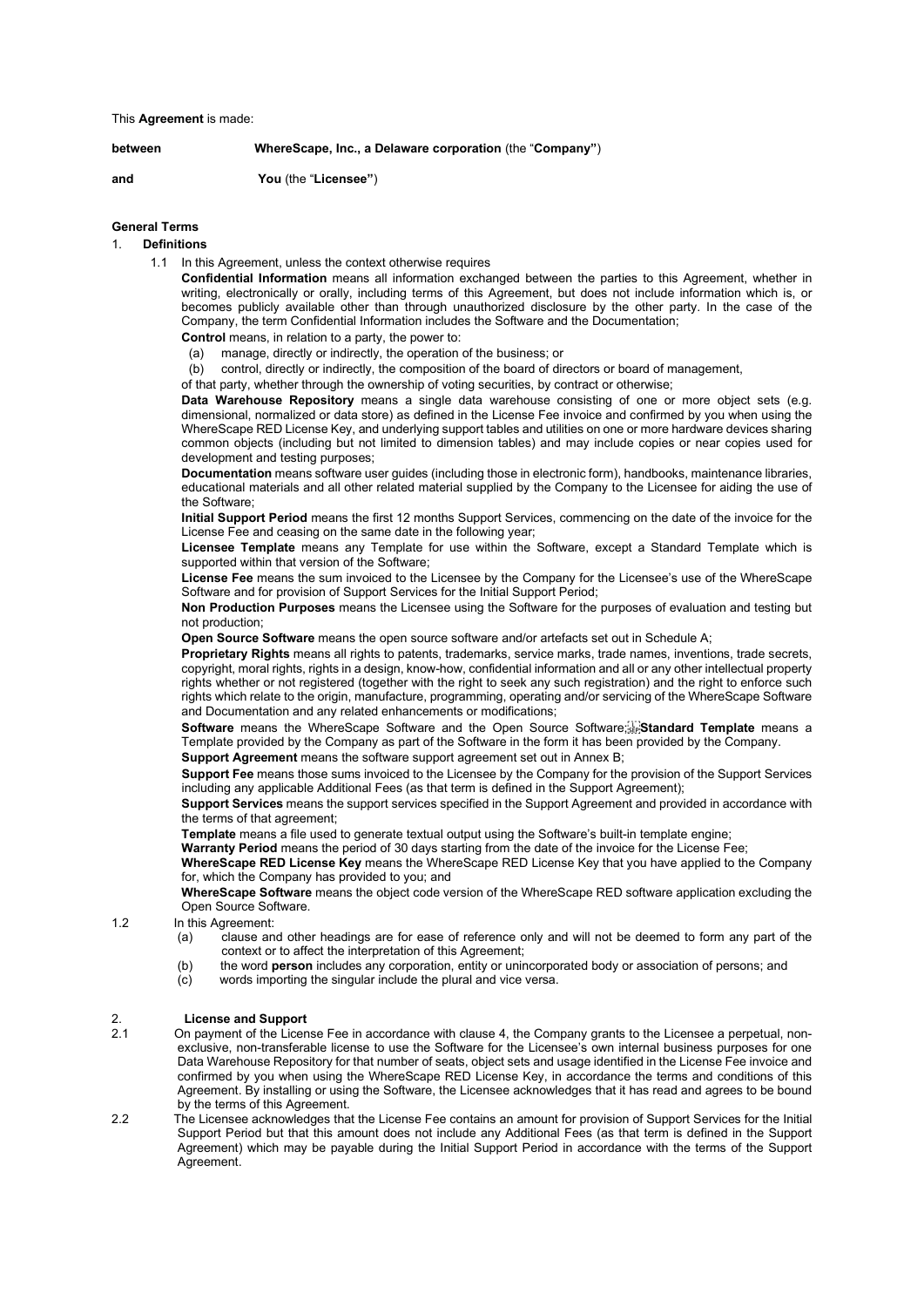This **Agreement** is made:

**between** **WhereScape, Inc., a Delaware corporation** (the "**Company"**)

**and** **You** (the "**Licensee"**)

**General Terms**

1. **Definitions**

1.1 In this Agreement, unless the context otherwise requires

**Confidential Information** means all information exchanged between the parties to this Agreement, whether in writing, electronically or orally, including terms of this Agreement, but does not include information which is, or becomes publicly available other than through unauthorized disclosure by the other party. In the case of the Company, the term Confidential Information includes the Software and the Documentation;

**Control** means, in relation to a party, the power to:

(a) manage, directly or indirectly, the operation of the business; or

(b) control, directly or indirectly, the composition of the board of directors or board of management,

of that party, whether through the ownership of voting securities, by contract or otherwise;

**Data Warehouse Repository** means a single data warehouse consisting of one or more object sets (e.g. dimensional, normalized or data store) as defined in the License Fee invoice and confirmed by you when using the WhereScape RED License Key, and underlying support tables and utilities on one or more hardware devices sharing common objects (including but not limited to dimension tables) and may include copies or near copies used for development and testing purposes;

**Documentation** means software user guides (including those in electronic form), handbooks, maintenance libraries, educational materials and all other related material supplied by the Company to the Licensee for aiding the use of the Software;

**Initial Support Period** means the first 12 months Support Services, commencing on the date of the invoice for the License Fee and ceasing on the same date in the following year;

**Licensee Template** means any Template for use within the Software, except a Standard Template which is supported within that version of the Software;

**License Fee** means the sum invoiced to the Licensee by the Company for the Licensee's use of the WhereScape Software and for provision of Support Services for the Initial Support Period;

**Non Production Purposes** means the Licensee using the Software for the purposes of evaluation and testing but not production;

**Open Source Software** means the open source software and/or artefacts set out in Schedule A;

**Proprietary Rights** means all rights to patents, trademarks, service marks, trade names, inventions, trade secrets, copyright, moral rights, rights in a design, know-how, confidential information and all or any other intellectual property rights whether or not registered (together with the right to seek any such registration) and the right to enforce such rights which relate to the origin, manufacture, programming, operating and/or servicing of the WhereScape Software and Documentation and any related enhancements or modifications;

**Software** means the WhereScape Software and the Open Source Software;

**Standard Template** means a Template provided by the Company as part of the Software in the form it has been provided by the Company.

**Support Agreement** means the software support agreement set out in Annex B;

**Support Fee** means those sums invoiced to the Licensee by the Company for the provision of the Support Services including any applicable Additional Fees (as that term is defined in the Support Agreement);

**Support Services** means the support services specified in the Support Agreement and provided in accordance with the terms of that agreement;

**Template** means a file used to generate textual output using the Software's built-in template engine;

**Warranty Period** means the period of 30 days starting from the date of the invoice for the License Fee;

**WhereScape RED License Key** means the WhereScape RED License Key that you have applied to the Company for, which the Company has provided to you; and

**WhereScape Software** means the object code version of the WhereScape RED software application excluding the Open Source Software.

1.2 In this Agreement:

(a) clause and other headings are for ease of reference only and will not be deemed to form any part of the context or to affect the interpretation of this Agreement;

(b) the word **person** includes any corporation, entity or unincorporated body or association of persons; and

(c) words importing the singular include the plural and vice versa.

2. **License and Support**

2.1 On payment of the License Fee in accordance with clause 4, the Company grants to the Licensee a perpetual, non-exclusive, non-transferable license to use the Software for the Licensee's own internal business purposes for one Data Warehouse Repository for that number of seats, object sets and usage identified in the License Fee invoice and confirmed by you when using the WhereScape RED License Key, in accordance the terms and conditions of this Agreement. By installing or using the Software, the Licensee acknowledges that it has read and agrees to be bound by the terms of this Agreement.

2.2 The Licensee acknowledges that the License Fee contains an amount for provision of Support Services for the Initial Support Period but that this amount does not include any Additional Fees (as that term is defined in the Support Agreement) which may be payable during the Initial Support Period in accordance with the terms of the Support Agreement.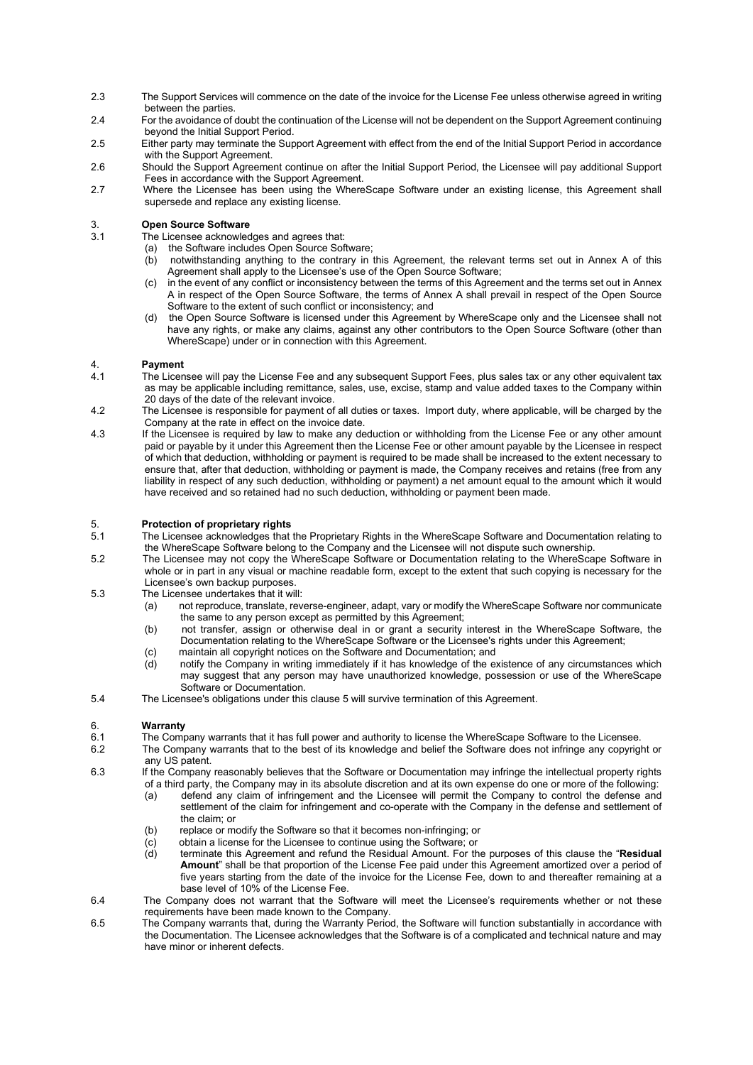2.3 The Support Services will commence on the date of the invoice for the License Fee unless otherwise agreed in writing between the parties.

2.4 For the avoidance of doubt the continuation of the License will not be dependent on the Support Agreement continuing beyond the Initial Support Period.

2.5 Either party may terminate the Support Agreement with effect from the end of the Initial Support Period in accordance with the Support Agreement.

2.6 Should the Support Agreement continue on after the Initial Support Period, the Licensee will pay additional Support Fees in accordance with the Support Agreement.

2.7 Where the Licensee has been using the WhereScape Software under an existing license, this Agreement shall supersede and replace any existing license.

## 3. Open Source Software

3.1 The Licensee acknowledges and agrees that:

- (a) the Software includes Open Source Software;
- (b) notwithstanding anything to the contrary in this Agreement, the relevant terms set out in Annex A of this Agreement shall apply to the Licensee's use of the Open Source Software;
- (c) in the event of any conflict or inconsistency between the terms of this Agreement and the terms set out in Annex A in respect of the Open Source Software, the terms of Annex A shall prevail in respect of the Open Source Software to the extent of such conflict or inconsistency; and
- (d) the Open Source Software is licensed under this Agreement by WhereScape only and the Licensee shall not have any rights, or make any claims, against any other contributors to the Open Source Software (other than WhereScape) under or in connection with this Agreement.

## 4. Payment

4.1 The Licensee will pay the License Fee and any subsequent Support Fees, plus sales tax or any other equivalent tax as may be applicable including remittance, sales, use, excise, stamp and value added taxes to the Company within 20 days of the date of the relevant invoice.

4.2 The Licensee is responsible for payment of all duties or taxes. Import duty, where applicable, will be charged by the Company at the rate in effect on the invoice date.

4.3 If the Licensee is required by law to make any deduction or withholding from the License Fee or any other amount paid or payable by it under this Agreement then the License Fee or other amount payable by the Licensee in respect of which that deduction, withholding or payment is required to be made shall be increased to the extent necessary to ensure that, after that deduction, withholding or payment is made, the Company receives and retains (free from any liability in respect of any such deduction, withholding or payment) a net amount equal to the amount which it would have received and so retained had no such deduction, withholding or payment been made.

## 5. Protection of proprietary rights

5.1 The Licensee acknowledges that the Proprietary Rights in the WhereScape Software and Documentation relating to the WhereScape Software belong to the Company and the Licensee will not dispute such ownership.

5.2 The Licensee may not copy the WhereScape Software or Documentation relating to the WhereScape Software in whole or in part in any visual or machine readable form, except to the extent that such copying is necessary for the Licensee's own backup purposes.

5.3 The Licensee undertakes that it will:

- (a) not reproduce, translate, reverse-engineer, adapt, vary or modify the WhereScape Software nor communicate the same to any person except as permitted by this Agreement;
- (b) not transfer, assign or otherwise deal in or grant a security interest in the WhereScape Software, the Documentation relating to the WhereScape Software or the Licensee's rights under this Agreement;
- (c) maintain all copyright notices on the Software and Documentation; and
- (d) notify the Company in writing immediately if it has knowledge of the existence of any circumstances which may suggest that any person may have unauthorized knowledge, possession or use of the WhereScape Software or Documentation.

5.4 The Licensee's obligations under this clause 5 will survive termination of this Agreement.

## 6. Warranty

6.1 The Company warrants that it has full power and authority to license the WhereScape Software to the Licensee.

6.2 The Company warrants that to the best of its knowledge and belief the Software does not infringe any copyright or any US patent.

6.3 If the Company reasonably believes that the Software or Documentation may infringe the intellectual property rights of a third party, the Company may in its absolute discretion and at its own expense do one or more of the following:

- (a) defend any claim of infringement and the Licensee will permit the Company to control the defense and settlement of the claim for infringement and co-operate with the Company in the defense and settlement of the claim; or
- (b) replace or modify the Software so that it becomes non-infringing; or
- (c) obtain a license for the Licensee to continue using the Software; or
- (d) terminate this Agreement and refund the Residual Amount. For the purposes of this clause the "**Residual Amount**" shall be that proportion of the License Fee paid under this Agreement amortized over a period of five years starting from the date of the invoice for the License Fee, down to and thereafter remaining at a base level of 10% of the License Fee.

6.4 The Company does not warrant that the Software will meet the Licensee's requirements whether or not these requirements have been made known to the Company.

6.5 The Company warrants that, during the Warranty Period, the Software will function substantially in accordance with the Documentation. The Licensee acknowledges that the Software is of a complicated and technical nature and may have minor or inherent defects.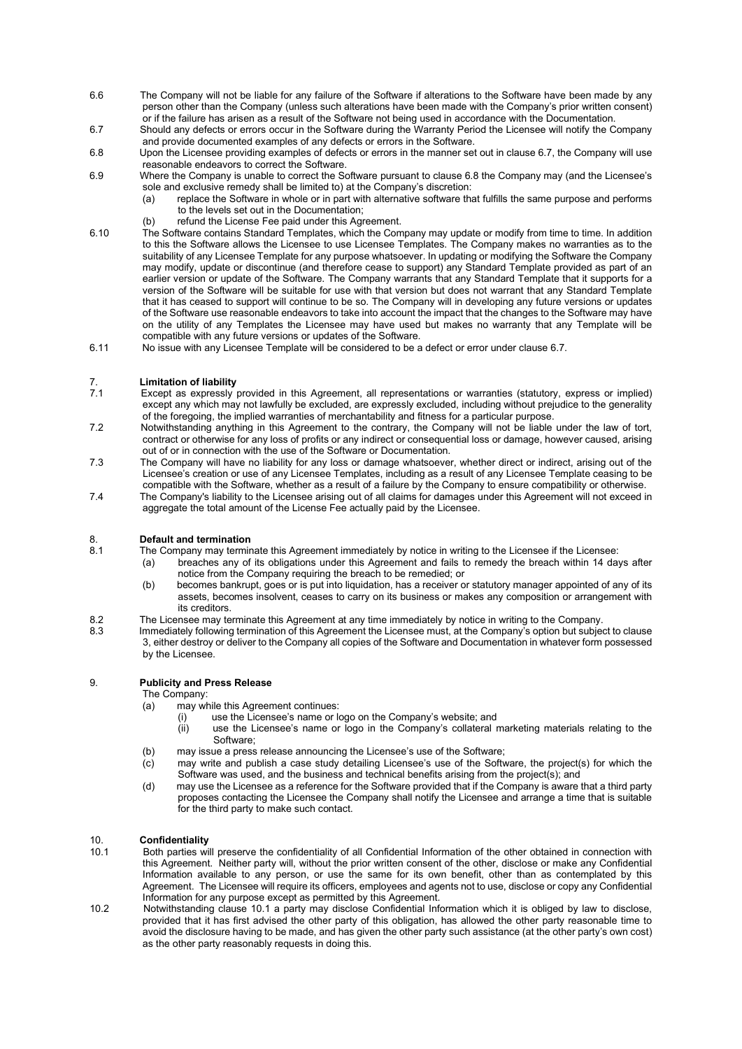6.6 The Company will not be liable for any failure of the Software if alterations to the Software have been made by any person other than the Company (unless such alterations have been made with the Company's prior written consent) or if the failure has arisen as a result of the Software not being used in accordance with the Documentation.

6.7 Should any defects or errors occur in the Software during the Warranty Period the Licensee will notify the Company and provide documented examples of any defects or errors in the Software.

6.8 Upon the Licensee providing examples of defects or errors in the manner set out in clause 6.7, the Company will use reasonable endeavors to correct the Software.

6.9 Where the Company is unable to correct the Software pursuant to clause 6.8 the Company may (and the Licensee's sole and exclusive remedy shall be limited to) at the Company's discretion:

- (a) replace the Software in whole or in part with alternative software that fulfills the same purpose and performs to the levels set out in the Documentation;
- (b) refund the License Fee paid under this Agreement.

6.10 The Software contains Standard Templates, which the Company may update or modify from time to time. In addition to this the Software allows the Licensee to use Licensee Templates. The Company makes no warranties as to the suitability of any Licensee Template for any purpose whatsoever. In updating or modifying the Software the Company may modify, update or discontinue (and therefore cease to support) any Standard Template provided as part of an earlier version or update of the Software. The Company warrants that any Standard Template that it supports for a version of the Software will be suitable for use with that version but does not warrant that any Standard Template that it has ceased to support will continue to be so. The Company will in developing any future versions or updates of the Software use reasonable endeavors to take into account the impact that the changes to the Software may have on the utility of any Templates the Licensee may have used but makes no warranty that any Template will be compatible with any future versions or updates of the Software.

6.11 No issue with any Licensee Template will be considered to be a defect or error under clause 6.7.

## 7. Limitation of liability

7.1 Except as expressly provided in this Agreement, all representations or warranties (statutory, express or implied) except any which may not lawfully be excluded, are expressly excluded, including without prejudice to the generality of the foregoing, the implied warranties of merchantability and fitness for a particular purpose.

7.2 Notwithstanding anything in this Agreement to the contrary, the Company will not be liable under the law of tort, contract or otherwise for any loss of profits or any indirect or consequential loss or damage, however caused, arising out of or in connection with the use of the Software or Documentation.

7.3 The Company will have no liability for any loss or damage whatsoever, whether direct or indirect, arising out of the Licensee's creation or use of any Licensee Templates, including as a result of any Licensee Template ceasing to be compatible with the Software, whether as a result of a failure by the Company to ensure compatibility or otherwise.

7.4 The Company's liability to the Licensee arising out of all claims for damages under this Agreement will not exceed in aggregate the total amount of the License Fee actually paid by the Licensee.

## 8. Default and termination

8.1 The Company may terminate this Agreement immediately by notice in writing to the Licensee if the Licensee:

- (a) breaches any of its obligations under this Agreement and fails to remedy the breach within 14 days after notice from the Company requiring the breach to be remedied; or
- (b) becomes bankrupt, goes or is put into liquidation, has a receiver or statutory manager appointed of any of its assets, becomes insolvent, ceases to carry on its business or makes any composition or arrangement with its creditors.

8.2 The Licensee may terminate this Agreement at any time immediately by notice in writing to the Company.

8.3 Immediately following termination of this Agreement the Licensee must, at the Company's option but subject to clause 3, either destroy or deliver to the Company all copies of the Software and Documentation in whatever form possessed by the Licensee.

## 9. Publicity and Press Release

The Company:

- (a) may while this Agreement continues:
  - (i) use the Licensee's name or logo on the Company's website; and
  - (ii) use the Licensee's name or logo in the Company's collateral marketing materials relating to the Software;
- (b) may issue a press release announcing the Licensee's use of the Software;
- (c) may write and publish a case study detailing Licensee's use of the Software, the project(s) for which the Software was used, and the business and technical benefits arising from the project(s); and
- (d) may use the Licensee as a reference for the Software provided that if the Company is aware that a third party proposes contacting the Licensee the Company shall notify the Licensee and arrange a time that is suitable for the third party to make such contact.

## 10. Confidentiality

10.1 Both parties will preserve the confidentiality of all Confidential Information of the other obtained in connection with this Agreement. Neither party will, without the prior written consent of the other, disclose or make any Confidential Information available to any person, or use the same for its own benefit, other than as contemplated by this Agreement. The Licensee will require its officers, employees and agents not to use, disclose or copy any Confidential Information for any purpose except as permitted by this Agreement.

10.2 Notwithstanding clause 10.1 a party may disclose Confidential Information which it is obliged by law to disclose, provided that it has first advised the other party of this obligation, has allowed the other party reasonable time to avoid the disclosure having to be made, and has given the other party such assistance (at the other party's own cost) as the other party reasonably requests in doing this.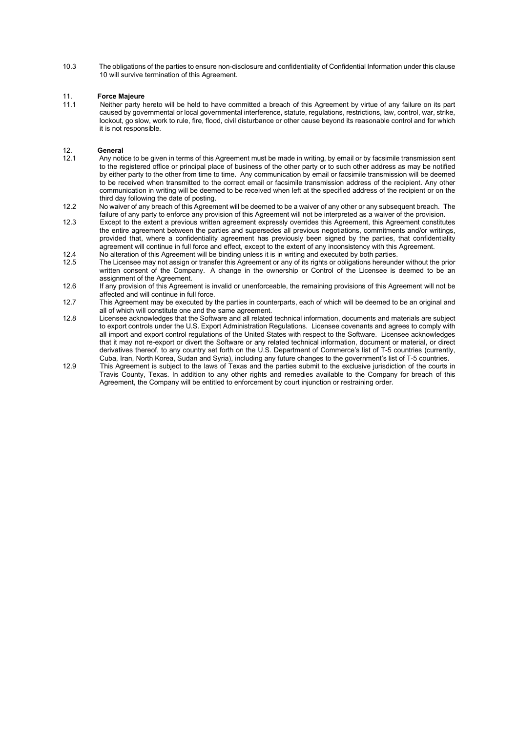10.3 The obligations of the parties to ensure non-disclosure and confidentiality of Confidential Information under this clause 10 will survive termination of this Agreement.

## 11. Force Majeure

11.1 Neither party hereto will be held to have committed a breach of this Agreement by virtue of any failure on its part caused by governmental or local governmental interference, statute, regulations, restrictions, law, control, war, strike, lockout, go slow, work to rule, fire, flood, civil disturbance or other cause beyond its reasonable control and for which it is not responsible.

## 12. General

12.1 Any notice to be given in terms of this Agreement must be made in writing, by email or by facsimile transmission sent to the registered office or principal place of business of the other party or to such other address as may be notified by either party to the other from time to time. Any communication by email or facsimile transmission will be deemed to be received when transmitted to the correct email or facsimile transmission address of the recipient. Any other communication in writing will be deemed to be received when left at the specified address of the recipient or on the third day following the date of posting.

12.2 No waiver of any breach of this Agreement will be deemed to be a waiver of any other or any subsequent breach. The failure of any party to enforce any provision of this Agreement will not be interpreted as a waiver of the provision.

12.3 Except to the extent a previous written agreement expressly overrides this Agreement, this Agreement constitutes the entire agreement between the parties and supersedes all previous negotiations, commitments and/or writings, provided that, where a confidentiality agreement has previously been signed by the parties, that confidentiality agreement will continue in full force and effect, except to the extent of any inconsistency with this Agreement.

12.4 No alteration of this Agreement will be binding unless it is in writing and executed by both parties.

12.5 The Licensee may not assign or transfer this Agreement or any of its rights or obligations hereunder without the prior written consent of the Company. A change in the ownership or Control of the Licensee is deemed to be an assignment of the Agreement.

12.6 If any provision of this Agreement is invalid or unenforceable, the remaining provisions of this Agreement will not be affected and will continue in full force.

12.7 This Agreement may be executed by the parties in counterparts, each of which will be deemed to be an original and all of which will constitute one and the same agreement.

12.8 Licensee acknowledges that the Software and all related technical information, documents and materials are subject to export controls under the U.S. Export Administration Regulations. Licensee covenants and agrees to comply with all import and export control regulations of the United States with respect to the Software. Licensee acknowledges that it may not re-export or divert the Software or any related technical information, document or material, or direct derivatives thereof, to any country set forth on the U.S. Department of Commerce's list of T-5 countries (currently, Cuba, Iran, North Korea, Sudan and Syria), including any future changes to the government's list of T-5 countries.

12.9 This Agreement is subject to the laws of Texas and the parties submit to the exclusive jurisdiction of the courts in Travis County, Texas. In addition to any other rights and remedies available to the Company for breach of this Agreement, the Company will be entitled to enforcement by court injunction or restraining order.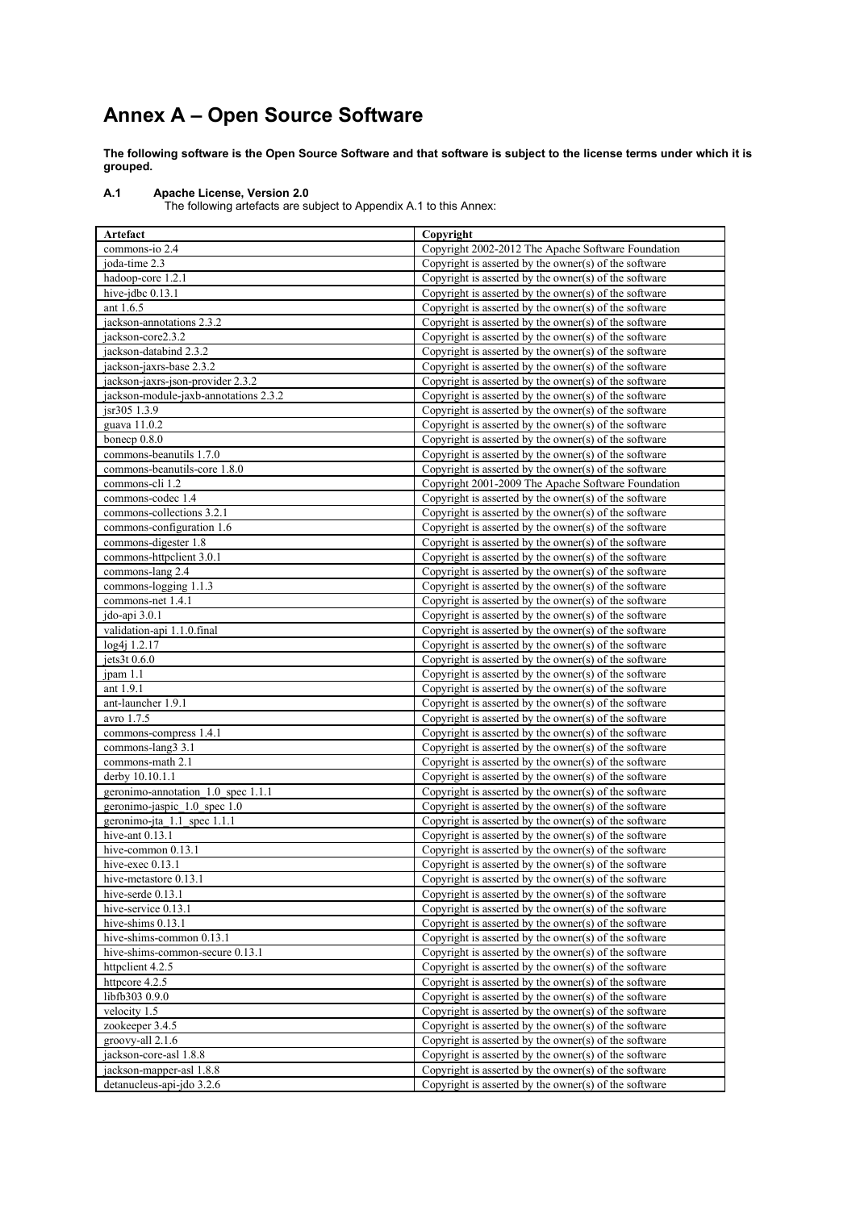# Annex A – Open Source Software

**The following software is the Open Source Software and that software is subject to the license terms under which it is grouped.**

### A.1 Apache License, Version 2.0

The following artefacts are subject to Appendix A.1 to this Annex:

| Artefact | Copyright |
|---|---|
| commons-io 2.4 | Copyright 2002-2012 The Apache Software Foundation |
| joda-time 2.3 | Copyright is asserted by the owner(s) of the software |
| hadoop-core 1.2.1 | Copyright is asserted by the owner(s) of the software |
| hive-jdbc 0.13.1 | Copyright is asserted by the owner(s) of the software |
| ant 1.6.5 | Copyright is asserted by the owner(s) of the software |
| jackson-annotations 2.3.2 | Copyright is asserted by the owner(s) of the software |
| jackson-core2.3.2 | Copyright is asserted by the owner(s) of the software |
| jackson-databind 2.3.2 | Copyright is asserted by the owner(s) of the software |
| jackson-jaxrs-base 2.3.2 | Copyright is asserted by the owner(s) of the software |
| jackson-jaxrs-json-provider 2.3.2 | Copyright is asserted by the owner(s) of the software |
| jackson-module-jaxb-annotations 2.3.2 | Copyright is asserted by the owner(s) of the software |
| jsr305 1.3.9 | Copyright is asserted by the owner(s) of the software |
| guava 11.0.2 | Copyright is asserted by the owner(s) of the software |
| bonecp 0.8.0 | Copyright is asserted by the owner(s) of the software |
| commons-beanutils 1.7.0 | Copyright is asserted by the owner(s) of the software |
| commons-beanutils-core 1.8.0 | Copyright is asserted by the owner(s) of the software |
| commons-cli 1.2 | Copyright 2001-2009 The Apache Software Foundation |
| commons-codec 1.4 | Copyright is asserted by the owner(s) of the software |
| commons-collections 3.2.1 | Copyright is asserted by the owner(s) of the software |
| commons-configuration 1.6 | Copyright is asserted by the owner(s) of the software |
| commons-digester 1.8 | Copyright is asserted by the owner(s) of the software |
| commons-httpclient 3.0.1 | Copyright is asserted by the owner(s) of the software |
| commons-lang 2.4 | Copyright is asserted by the owner(s) of the software |
| commons-logging 1.1.3 | Copyright is asserted by the owner(s) of the software |
| commons-net 1.4.1 | Copyright is asserted by the owner(s) of the software |
| jdo-api 3.0.1 | Copyright is asserted by the owner(s) of the software |
| validation-api 1.1.0.final | Copyright is asserted by the owner(s) of the software |
| log4j 1.2.17 | Copyright is asserted by the owner(s) of the software |
| jets3t 0.6.0 | Copyright is asserted by the owner(s) of the software |
| jpam 1.1 | Copyright is asserted by the owner(s) of the software |
| ant 1.9.1 | Copyright is asserted by the owner(s) of the software |
| ant-launcher 1.9.1 | Copyright is asserted by the owner(s) of the software |
| avro 1.7.5 | Copyright is asserted by the owner(s) of the software |
| commons-compress 1.4.1 | Copyright is asserted by the owner(s) of the software |
| commons-lang3 3.1 | Copyright is asserted by the owner(s) of the software |
| commons-math 2.1 | Copyright is asserted by the owner(s) of the software |
| derby 10.10.1.1 | Copyright is asserted by the owner(s) of the software |
| geronimo-annotation_1.0_spec 1.1.1 | Copyright is asserted by the owner(s) of the software |
| geronimo-jaspic_1.0_spec 1.0 | Copyright is asserted by the owner(s) of the software |
| geronimo-jta_1.1_spec 1.1.1 | Copyright is asserted by the owner(s) of the software |
| hive-ant 0.13.1 | Copyright is asserted by the owner(s) of the software |
| hive-common 0.13.1 | Copyright is asserted by the owner(s) of the software |
| hive-exec 0.13.1 | Copyright is asserted by the owner(s) of the software |
| hive-metastore 0.13.1 | Copyright is asserted by the owner(s) of the software |
| hive-serde 0.13.1 | Copyright is asserted by the owner(s) of the software |
| hive-service 0.13.1 | Copyright is asserted by the owner(s) of the software |
| hive-shims 0.13.1 | Copyright is asserted by the owner(s) of the software |
| hive-shims-common 0.13.1 | Copyright is asserted by the owner(s) of the software |
| hive-shims-common-secure 0.13.1 | Copyright is asserted by the owner(s) of the software |
| httpclient 4.2.5 | Copyright is asserted by the owner(s) of the software |
| httpcore 4.2.5 | Copyright is asserted by the owner(s) of the software |
| libfb303 0.9.0 | Copyright is asserted by the owner(s) of the software |
| velocity 1.5 | Copyright is asserted by the owner(s) of the software |
| zookeeper 3.4.5 | Copyright is asserted by the owner(s) of the software |
| groovy-all 2.1.6 | Copyright is asserted by the owner(s) of the software |
| jackson-core-asl 1.8.8 | Copyright is asserted by the owner(s) of the software |
| jackson-mapper-asl 1.8.8 | Copyright is asserted by the owner(s) of the software |
| detanucleus-api-jdo 3.2.6 | Copyright is asserted by the owner(s) of the software |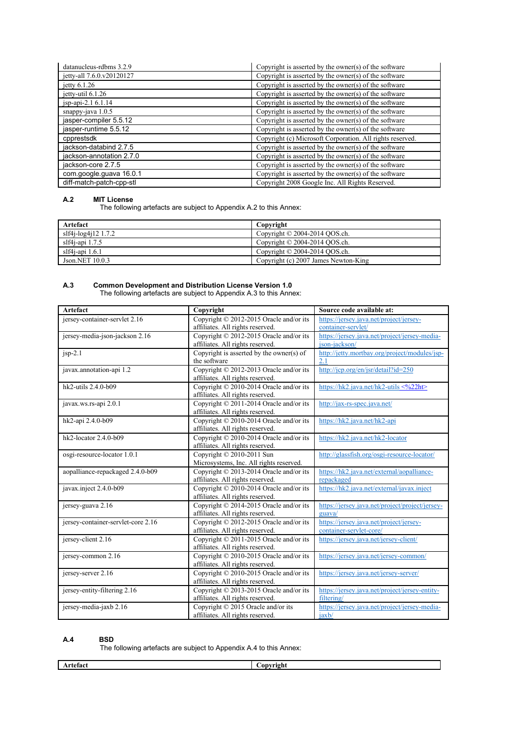| | |
|---|---|
| datanucleus-rdbms 3.2.9 | Copyright is asserted by the owner(s) of the software |
| jetty-all 7.6.0.v20120127 | Copyright is asserted by the owner(s) of the software |
| jetty 6.1.26 | Copyright is asserted by the owner(s) of the software |
| jetty-util 6.1.26 | Copyright is asserted by the owner(s) of the software |
| jsp-api-2.1 6.1.14 | Copyright is asserted by the owner(s) of the software |
| snappy-java 1.0.5 | Copyright is asserted by the owner(s) of the software |
| jasper-compiler 5.5.12 | Copyright is asserted by the owner(s) of the software |
| jasper-runtime 5.5.12 | Copyright is asserted by the owner(s) of the software |
| cpprestsdk | Copyright (c) Microsoft Corporation. All rights reserved. |
| jackson-databind 2.7.5 | Copyright is asserted by the owner(s) of the software |
| jackson-annotation 2.7.0 | Copyright is asserted by the owner(s) of the software |
| jackson-core 2.7.5 | Copyright is asserted by the owner(s) of the software |
| com.google.guava 16.0.1 | Copyright is asserted by the owner(s) of the software |
| diff-match-patch-cpp-stl | Copyright 2008 Google Inc. All Rights Reserved. |

### A.2 MIT License

The following artefacts are subject to Appendix A.2 to this Annex:

| Artefact | Copyright |
|---|---|
| slf4j-log4j12 1.7.2 | Copyright © 2004-2014 QOS.ch. |
| slf4j-api 1.7.5 | Copyright © 2004-2014 QOS.ch. |
| slf4j-api 1.6.1 | Copyright © 2004-2014 QOS.ch. |
| Json.NET 10.0.3 | Copyright (c) 2007 James Newton-King |

### A.3 Common Development and Distribution License Version 1.0

The following artefacts are subject to Appendix A.3 to this Annex:

| Artefact | Copyright | Source code available at: |
|---|---|---|
| jersey-container-servlet 2.16 | Copyright © 2012-2015 Oracle and/or its affiliates. All rights reserved. | https://jersey.java.net/project/jersey-container-servlet/ |
| jersey-media-json-jackson 2.16 | Copyright © 2012-2015 Oracle and/or its affiliates. All rights reserved. | https://jersey.java.net/project/jersey-media-json-jackson/ |
| jsp-2.1 | Copyright is asserted by the owner(s) of the software | http://jetty.mortbay.org/project/modules/jsp-2.1 |
| javax.annotation-api 1.2 | Copyright © 2012-2013 Oracle and/or its affiliates. All rights reserved. | http://jcp.org/en/jsr/detail?id=250 |
| hk2-utils 2.4.0-b09 | Copyright © 2010-2014 Oracle and/or its affiliates. All rights reserved. | https://hk2.java.net/hk2-utils <%22ht> |
| javax.ws.rs-api 2.0.1 | Copyright © 2011-2014 Oracle and/or its affiliates. All rights reserved. | http://jax-rs-spec.java.net/ |
| hk2-api 2.4.0-b09 | Copyright © 2010-2014 Oracle and/or its affiliates. All rights reserved. | https://hk2.java.net/hk2-api |
| hk2-locator 2.4.0-b09 | Copyright © 2010-2014 Oracle and/or its affiliates. All rights reserved. | https://hk2.java.net/hk2-locator |
| osgi-resource-locator 1.0.1 | Copyright © 2010-2011 Sun Microsystems, Inc. All rights reserved. | http://glassfish.org/osgi-resource-locator/ |
| aopalliance-repackaged 2.4.0-b09 | Copyright © 2013-2014 Oracle and/or its affiliates. All rights reserved. | https://hk2.java.net/external/aopalliance-repackaged |
| javax.inject 2.4.0-b09 | Copyright © 2010-2014 Oracle and/or its affiliates. All rights reserved. | https://hk2.java.net/external/javax.inject |
| jersey-guava 2.16 | Copyright © 2014-2015 Oracle and/or its affiliates. All rights reserved. | https://jersey.java.net/project/project/jersey-guava/ |
| jersey-container-servlet-core 2.16 | Copyright © 2012-2015 Oracle and/or its affiliates. All rights reserved. | https://jersey.java.net/project/jersey-container-servlet-core/ |
| jersey-client 2.16 | Copyright © 2011-2015 Oracle and/or its affiliates. All rights reserved. | https://jersey.java.net/jersey-client/ |
| jersey-common 2.16 | Copyright © 2010-2015 Oracle and/or its affiliates. All rights reserved. | https://jersey.java.net/jersey-common/ |
| jersey-server 2.16 | Copyright © 2010-2015 Oracle and/or its affiliates. All rights reserved. | https://jersey.java.net/jersey-server/ |
| jersey-entity-filtering 2.16 | Copyright © 2013-2015 Oracle and/or its affiliates. All rights reserved. | https://jersey.java.net/project/jersey-entity-filtering/ |
| jersey-media-jaxb 2.16 | Copyright © 2015 Oracle and/or its affiliates. All rights reserved. | https://jersey.java.net/project/jersey-media-jaxb/ |

### A.4 BSD

The following artefacts are subject to Appendix A.4 to this Annex:

| Artefact | Copyright |
|---|---|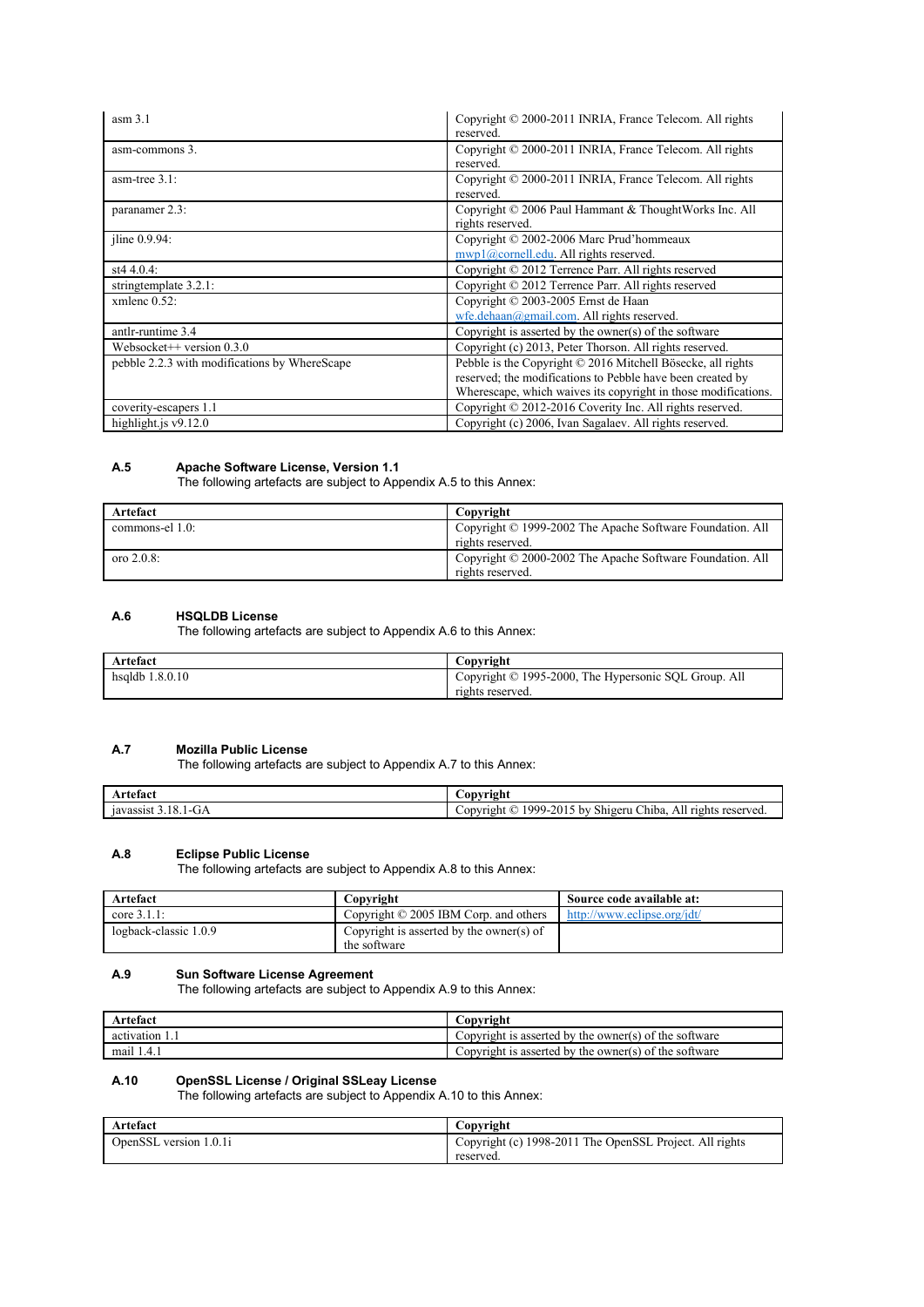| | |
|---|---|
| asm 3.1 | Copyright © 2000-2011 INRIA, France Telecom. All rights reserved. |
| asm-commons 3. | Copyright © 2000-2011 INRIA, France Telecom. All rights reserved. |
| asm-tree 3.1: | Copyright © 2000-2011 INRIA, France Telecom. All rights reserved. |
| paranamer 2.3: | Copyright © 2006 Paul Hammant & ThoughtWorks Inc. All rights reserved. |
| jline 0.9.94: | Copyright © 2002-2006 Marc Prud'hommeaux mwp1@cornell.edu. All rights reserved. |
| st4 4.0.4: | Copyright © 2012 Terrence Parr. All rights reserved |
| stringtemplate 3.2.1: | Copyright © 2012 Terrence Parr. All rights reserved |
| xmlenc 0.52: | Copyright © 2003-2005 Ernst de Haan wfe.dehaan@gmail.com. All rights reserved. |
| antlr-runtime 3.4 | Copyright is asserted by the owner(s) of the software |
| Websocket++ version 0.3.0 | Copyright (c) 2013, Peter Thorson. All rights reserved. |
| pebble 2.2.3 with modifications by WhereScape | Pebble is the Copyright © 2016 Mitchell Bösecke, all rights reserved; the modifications to Pebble have been created by Wherescape, which waives its copyright in those modifications. |
| coverity-escapers 1.1 | Copyright © 2012-2016 Coverity Inc. All rights reserved. |
| highlight.js v9.12.0 | Copyright (c) 2006, Ivan Sagalaev. All rights reserved. |

### A.5 Apache Software License, Version 1.1

The following artefacts are subject to Appendix A.5 to this Annex:

| Artefact | Copyright |
|---|---|
| commons-el 1.0: | Copyright © 1999-2002 The Apache Software Foundation. All rights reserved. |
| oro 2.0.8: | Copyright © 2000-2002 The Apache Software Foundation. All rights reserved. |

### A.6 HSQLDB License

The following artefacts are subject to Appendix A.6 to this Annex:

| Artefact | Copyright |
|---|---|
| hsqldb 1.8.0.10 | Copyright © 1995-2000, The Hypersonic SQL Group. All rights reserved. |

### A.7 Mozilla Public License

The following artefacts are subject to Appendix A.7 to this Annex:

| Artefact | Copyright |
|---|---|
| javassist 3.18.1-GA | Copyright © 1999-2015 by Shigeru Chiba, All rights reserved. |

### A.8 Eclipse Public License

The following artefacts are subject to Appendix A.8 to this Annex:

| Artefact | Copyright | Source code available at: |
|---|---|---|
| core 3.1.1: | Copyright © 2005 IBM Corp. and others | http://www.eclipse.org/jdt/ |
| logback-classic 1.0.9 | Copyright is asserted by the owner(s) of the software | |

### A.9 Sun Software License Agreement

The following artefacts are subject to Appendix A.9 to this Annex:

| Artefact | Copyright |
|---|---|
| activation 1.1 | Copyright is asserted by the owner(s) of the software |
| mail 1.4.1 | Copyright is asserted by the owner(s) of the software |

### A.10 OpenSSL License / Original SSLeay License

The following artefacts are subject to Appendix A.10 to this Annex:

| Artefact | Copyright |
|---|---|
| OpenSSL version 1.0.1i | Copyright (c) 1998-2011 The OpenSSL Project. All rights reserved. |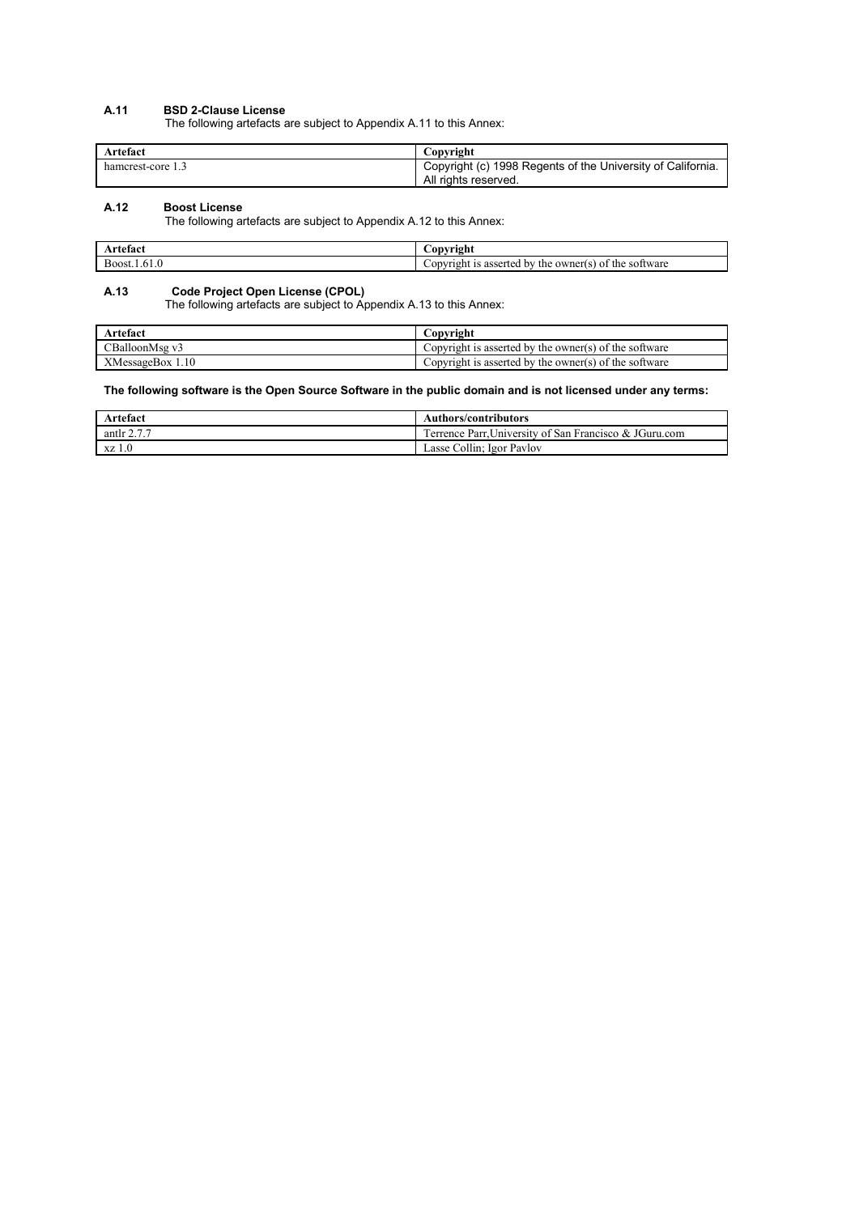### A.11 BSD 2-Clause License

The following artefacts are subject to Appendix A.11 to this Annex:

| Artefact | Copyright |
|---|---|
| hamcrest-core 1.3 | Copyright (c) 1998 Regents of the University of California. All rights reserved. |

### A.12 Boost License

The following artefacts are subject to Appendix A.12 to this Annex:

| Artefact | Copyright |
|---|---|
| Boost.1.61.0 | Copyright is asserted by the owner(s) of the software |

### A.13 Code Project Open License (CPOL)

The following artefacts are subject to Appendix A.13 to this Annex:

| Artefact | Copyright |
|---|---|
| CBalloonMsg v3 | Copyright is asserted by the owner(s) of the software |
| XMessageBox 1.10 | Copyright is asserted by the owner(s) of the software |

**The following software is the Open Source Software in the public domain and is not licensed under any terms:**

| Artefact | Authors/contributors |
|---|---|
| antlr 2.7.7 | Terrence Parr,University of San Francisco & JGuru.com |
| xz 1.0 | Lasse Collin; Igor Pavlov |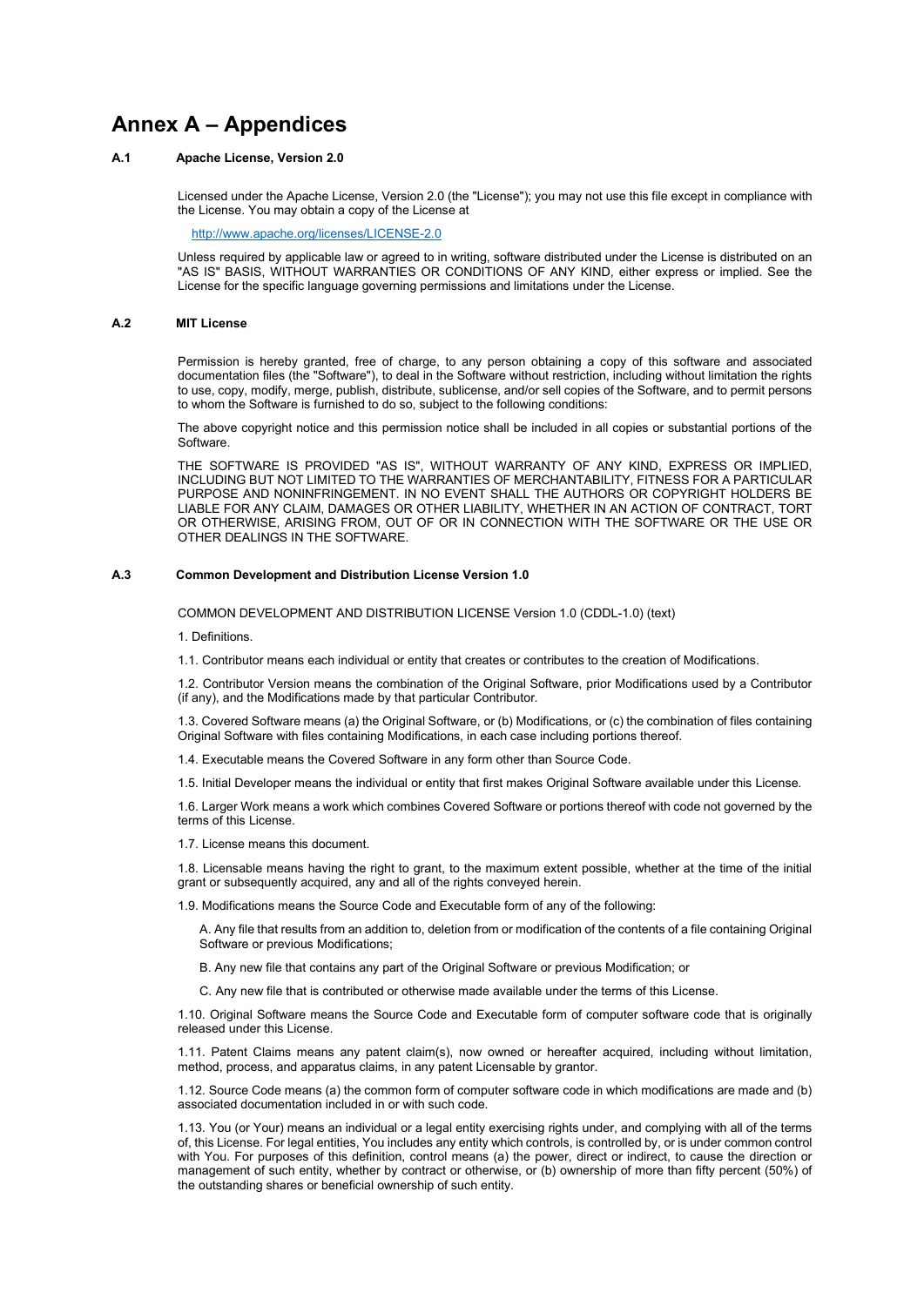# Annex A – Appendices

### A.1 Apache License, Version 2.0

Licensed under the Apache License, Version 2.0 (the "License"); you may not use this file except in compliance with the License. You may obtain a copy of the License at

http://www.apache.org/licenses/LICENSE-2.0

Unless required by applicable law or agreed to in writing, software distributed under the License is distributed on an "AS IS" BASIS, WITHOUT WARRANTIES OR CONDITIONS OF ANY KIND, either express or implied. See the License for the specific language governing permissions and limitations under the License.

### A.2 MIT License

Permission is hereby granted, free of charge, to any person obtaining a copy of this software and associated documentation files (the "Software"), to deal in the Software without restriction, including without limitation the rights to use, copy, modify, merge, publish, distribute, sublicense, and/or sell copies of the Software, and to permit persons to whom the Software is furnished to do so, subject to the following conditions:

The above copyright notice and this permission notice shall be included in all copies or substantial portions of the Software.

THE SOFTWARE IS PROVIDED "AS IS", WITHOUT WARRANTY OF ANY KIND, EXPRESS OR IMPLIED, INCLUDING BUT NOT LIMITED TO THE WARRANTIES OF MERCHANTABILITY, FITNESS FOR A PARTICULAR PURPOSE AND NONINFRINGEMENT. IN NO EVENT SHALL THE AUTHORS OR COPYRIGHT HOLDERS BE LIABLE FOR ANY CLAIM, DAMAGES OR OTHER LIABILITY, WHETHER IN AN ACTION OF CONTRACT, TORT OR OTHERWISE, ARISING FROM, OUT OF OR IN CONNECTION WITH THE SOFTWARE OR THE USE OR OTHER DEALINGS IN THE SOFTWARE.

### A.3 Common Development and Distribution License Version 1.0

COMMON DEVELOPMENT AND DISTRIBUTION LICENSE Version 1.0 (CDDL-1.0) (text)

1. Definitions.

1.1. Contributor means each individual or entity that creates or contributes to the creation of Modifications.

1.2. Contributor Version means the combination of the Original Software, prior Modifications used by a Contributor (if any), and the Modifications made by that particular Contributor.

1.3. Covered Software means (a) the Original Software, or (b) Modifications, or (c) the combination of files containing Original Software with files containing Modifications, in each case including portions thereof.

1.4. Executable means the Covered Software in any form other than Source Code.

1.5. Initial Developer means the individual or entity that first makes Original Software available under this License.

1.6. Larger Work means a work which combines Covered Software or portions thereof with code not governed by the terms of this License.

1.7. License means this document.

1.8. Licensable means having the right to grant, to the maximum extent possible, whether at the time of the initial grant or subsequently acquired, any and all of the rights conveyed herein.

1.9. Modifications means the Source Code and Executable form of any of the following:

A. Any file that results from an addition to, deletion from or modification of the contents of a file containing Original Software or previous Modifications;

B. Any new file that contains any part of the Original Software or previous Modification; or

C. Any new file that is contributed or otherwise made available under the terms of this License.

1.10. Original Software means the Source Code and Executable form of computer software code that is originally released under this License.

1.11. Patent Claims means any patent claim(s), now owned or hereafter acquired, including without limitation, method, process, and apparatus claims, in any patent Licensable by grantor.

1.12. Source Code means (a) the common form of computer software code in which modifications are made and (b) associated documentation included in or with such code.

1.13. You (or Your) means an individual or a legal entity exercising rights under, and complying with all of the terms of, this License. For legal entities, You includes any entity which controls, is controlled by, or is under common control with You. For purposes of this definition, control means (a) the power, direct or indirect, to cause the direction or management of such entity, whether by contract or otherwise, or (b) ownership of more than fifty percent (50%) of the outstanding shares or beneficial ownership of such entity.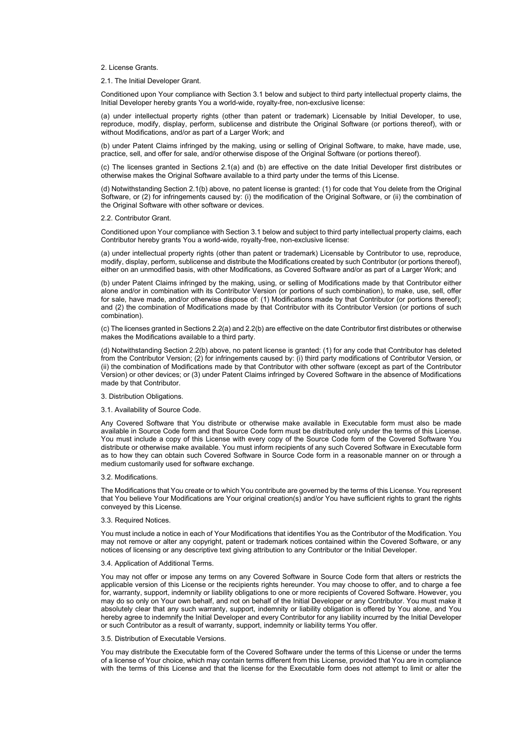2. License Grants.

2.1. The Initial Developer Grant.

Conditioned upon Your compliance with Section 3.1 below and subject to third party intellectual property claims, the Initial Developer hereby grants You a world-wide, royalty-free, non-exclusive license:

(a) under intellectual property rights (other than patent or trademark) Licensable by Initial Developer, to use, reproduce, modify, display, perform, sublicense and distribute the Original Software (or portions thereof), with or without Modifications, and/or as part of a Larger Work; and

(b) under Patent Claims infringed by the making, using or selling of Original Software, to make, have made, use, practice, sell, and offer for sale, and/or otherwise dispose of the Original Software (or portions thereof).

(c) The licenses granted in Sections 2.1(a) and (b) are effective on the date Initial Developer first distributes or otherwise makes the Original Software available to a third party under the terms of this License.

(d) Notwithstanding Section 2.1(b) above, no patent license is granted: (1) for code that You delete from the Original Software, or (2) for infringements caused by: (i) the modification of the Original Software, or (ii) the combination of the Original Software with other software or devices.

2.2. Contributor Grant.

Conditioned upon Your compliance with Section 3.1 below and subject to third party intellectual property claims, each Contributor hereby grants You a world-wide, royalty-free, non-exclusive license:

(a) under intellectual property rights (other than patent or trademark) Licensable by Contributor to use, reproduce, modify, display, perform, sublicense and distribute the Modifications created by such Contributor (or portions thereof), either on an unmodified basis, with other Modifications, as Covered Software and/or as part of a Larger Work; and

(b) under Patent Claims infringed by the making, using, or selling of Modifications made by that Contributor either alone and/or in combination with its Contributor Version (or portions of such combination), to make, use, sell, offer for sale, have made, and/or otherwise dispose of: (1) Modifications made by that Contributor (or portions thereof); and (2) the combination of Modifications made by that Contributor with its Contributor Version (or portions of such combination).

(c) The licenses granted in Sections 2.2(a) and 2.2(b) are effective on the date Contributor first distributes or otherwise makes the Modifications available to a third party.

(d) Notwithstanding Section 2.2(b) above, no patent license is granted: (1) for any code that Contributor has deleted from the Contributor Version; (2) for infringements caused by: (i) third party modifications of Contributor Version, or (ii) the combination of Modifications made by that Contributor with other software (except as part of the Contributor Version) or other devices; or (3) under Patent Claims infringed by Covered Software in the absence of Modifications made by that Contributor.

3. Distribution Obligations.

3.1. Availability of Source Code.

Any Covered Software that You distribute or otherwise make available in Executable form must also be made available in Source Code form and that Source Code form must be distributed only under the terms of this License. You must include a copy of this License with every copy of the Source Code form of the Covered Software You distribute or otherwise make available. You must inform recipients of any such Covered Software in Executable form as to how they can obtain such Covered Software in Source Code form in a reasonable manner on or through a medium customarily used for software exchange.

3.2. Modifications.

The Modifications that You create or to which You contribute are governed by the terms of this License. You represent that You believe Your Modifications are Your original creation(s) and/or You have sufficient rights to grant the rights conveyed by this License.

3.3. Required Notices.

You must include a notice in each of Your Modifications that identifies You as the Contributor of the Modification. You may not remove or alter any copyright, patent or trademark notices contained within the Covered Software, or any notices of licensing or any descriptive text giving attribution to any Contributor or the Initial Developer.

3.4. Application of Additional Terms.

You may not offer or impose any terms on any Covered Software in Source Code form that alters or restricts the applicable version of this License or the recipients rights hereunder. You may choose to offer, and to charge a fee for, warranty, support, indemnity or liability obligations to one or more recipients of Covered Software. However, you may do so only on Your own behalf, and not on behalf of the Initial Developer or any Contributor. You must make it absolutely clear that any such warranty, support, indemnity or liability obligation is offered by You alone, and You hereby agree to indemnify the Initial Developer and every Contributor for any liability incurred by the Initial Developer or such Contributor as a result of warranty, support, indemnity or liability terms You offer.

3.5. Distribution of Executable Versions.

You may distribute the Executable form of the Covered Software under the terms of this License or under the terms of a license of Your choice, which may contain terms different from this License, provided that You are in compliance with the terms of this License and that the license for the Executable form does not attempt to limit or alter the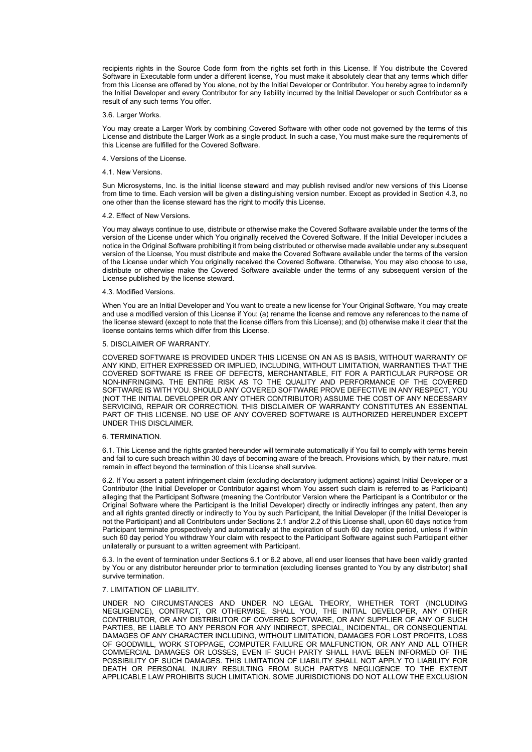recipients rights in the Source Code form from the rights set forth in this License. If You distribute the Covered Software in Executable form under a different license, You must make it absolutely clear that any terms which differ from this License are offered by You alone, not by the Initial Developer or Contributor. You hereby agree to indemnify the Initial Developer and every Contributor for any liability incurred by the Initial Developer or such Contributor as a result of any such terms You offer.

3.6. Larger Works.

You may create a Larger Work by combining Covered Software with other code not governed by the terms of this License and distribute the Larger Work as a single product. In such a case, You must make sure the requirements of this License are fulfilled for the Covered Software.

4. Versions of the License.

4.1. New Versions.

Sun Microsystems, Inc. is the initial license steward and may publish revised and/or new versions of this License from time to time. Each version will be given a distinguishing version number. Except as provided in Section 4.3, no one other than the license steward has the right to modify this License.

4.2. Effect of New Versions.

You may always continue to use, distribute or otherwise make the Covered Software available under the terms of the version of the License under which You originally received the Covered Software. If the Initial Developer includes a notice in the Original Software prohibiting it from being distributed or otherwise made available under any subsequent version of the License, You must distribute and make the Covered Software available under the terms of the version of the License under which You originally received the Covered Software. Otherwise, You may also choose to use, distribute or otherwise make the Covered Software available under the terms of any subsequent version of the License published by the license steward.

4.3. Modified Versions.

When You are an Initial Developer and You want to create a new license for Your Original Software, You may create and use a modified version of this License if You: (a) rename the license and remove any references to the name of the license steward (except to note that the license differs from this License); and (b) otherwise make it clear that the license contains terms which differ from this License.

5. DISCLAIMER OF WARRANTY.

COVERED SOFTWARE IS PROVIDED UNDER THIS LICENSE ON AN AS IS BASIS, WITHOUT WARRANTY OF ANY KIND, EITHER EXPRESSED OR IMPLIED, INCLUDING, WITHOUT LIMITATION, WARRANTIES THAT THE COVERED SOFTWARE IS FREE OF DEFECTS, MERCHANTABLE, FIT FOR A PARTICULAR PURPOSE OR NON-INFRINGING. THE ENTIRE RISK AS TO THE QUALITY AND PERFORMANCE OF THE COVERED SOFTWARE IS WITH YOU. SHOULD ANY COVERED SOFTWARE PROVE DEFECTIVE IN ANY RESPECT, YOU (NOT THE INITIAL DEVELOPER OR ANY OTHER CONTRIBUTOR) ASSUME THE COST OF ANY NECESSARY SERVICING, REPAIR OR CORRECTION. THIS DISCLAIMER OF WARRANTY CONSTITUTES AN ESSENTIAL PART OF THIS LICENSE. NO USE OF ANY COVERED SOFTWARE IS AUTHORIZED HEREUNDER EXCEPT UNDER THIS DISCLAIMER.

6. TERMINATION.

6.1. This License and the rights granted hereunder will terminate automatically if You fail to comply with terms herein and fail to cure such breach within 30 days of becoming aware of the breach. Provisions which, by their nature, must remain in effect beyond the termination of this License shall survive.

6.2. If You assert a patent infringement claim (excluding declaratory judgment actions) against Initial Developer or a Contributor (the Initial Developer or Contributor against whom You assert such claim is referred to as Participant) alleging that the Participant Software (meaning the Contributor Version where the Participant is a Contributor or the Original Software where the Participant is the Initial Developer) directly or indirectly infringes any patent, then any and all rights granted directly or indirectly to You by such Participant, the Initial Developer (if the Initial Developer is not the Participant) and all Contributors under Sections 2.1 and/or 2.2 of this License shall, upon 60 days notice from Participant terminate prospectively and automatically at the expiration of such 60 day notice period, unless if within such 60 day period You withdraw Your claim with respect to the Participant Software against such Participant either unilaterally or pursuant to a written agreement with Participant.

6.3. In the event of termination under Sections 6.1 or 6.2 above, all end user licenses that have been validly granted by You or any distributor hereunder prior to termination (excluding licenses granted to You by any distributor) shall survive termination.

7. LIMITATION OF LIABILITY.

UNDER NO CIRCUMSTANCES AND UNDER NO LEGAL THEORY, WHETHER TORT (INCLUDING NEGLIGENCE), CONTRACT, OR OTHERWISE, SHALL YOU, THE INITIAL DEVELOPER, ANY OTHER CONTRIBUTOR, OR ANY DISTRIBUTOR OF COVERED SOFTWARE, OR ANY SUPPLIER OF ANY OF SUCH PARTIES, BE LIABLE TO ANY PERSON FOR ANY INDIRECT, SPECIAL, INCIDENTAL, OR CONSEQUENTIAL DAMAGES OF ANY CHARACTER INCLUDING, WITHOUT LIMITATION, DAMAGES FOR LOST PROFITS, LOSS OF GOODWILL, WORK STOPPAGE, COMPUTER FAILURE OR MALFUNCTION, OR ANY AND ALL OTHER COMMERCIAL DAMAGES OR LOSSES, EVEN IF SUCH PARTY SHALL HAVE BEEN INFORMED OF THE POSSIBILITY OF SUCH DAMAGES. THIS LIMITATION OF LIABILITY SHALL NOT APPLY TO LIABILITY FOR DEATH OR PERSONAL INJURY RESULTING FROM SUCH PARTYS NEGLIGENCE TO THE EXTENT APPLICABLE LAW PROHIBITS SUCH LIMITATION. SOME JURISDICTIONS DO NOT ALLOW THE EXCLUSION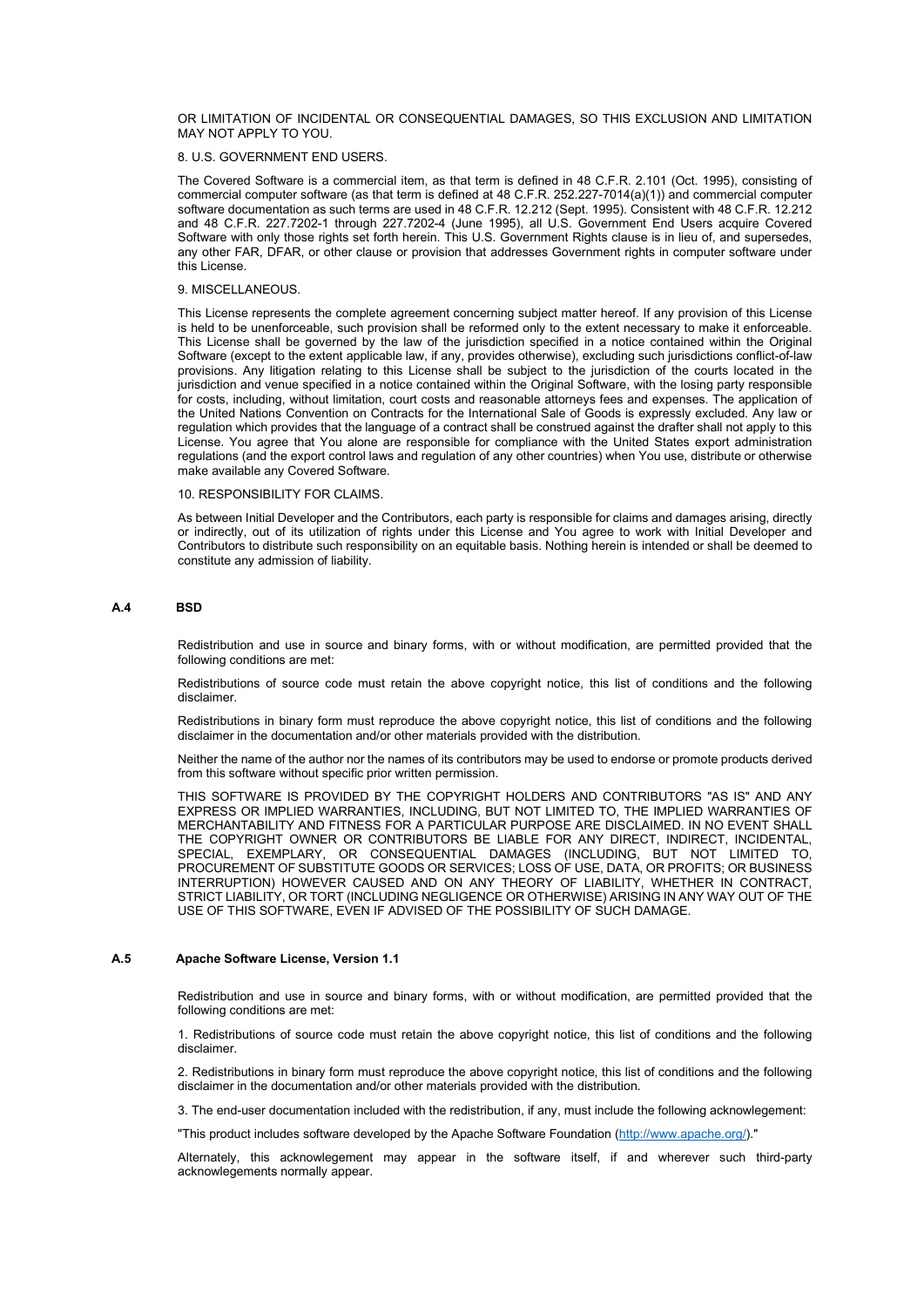OR LIMITATION OF INCIDENTAL OR CONSEQUENTIAL DAMAGES, SO THIS EXCLUSION AND LIMITATION MAY NOT APPLY TO YOU.

8. U.S. GOVERNMENT END USERS.

The Covered Software is a commercial item, as that term is defined in 48 C.F.R. 2.101 (Oct. 1995), consisting of commercial computer software (as that term is defined at 48 C.F.R. 252.227-7014(a)(1)) and commercial computer software documentation as such terms are used in 48 C.F.R. 12.212 (Sept. 1995). Consistent with 48 C.F.R. 12.212 and 48 C.F.R. 227.7202-1 through 227.7202-4 (June 1995), all U.S. Government End Users acquire Covered Software with only those rights set forth herein. This U.S. Government Rights clause is in lieu of, and supersedes, any other FAR, DFAR, or other clause or provision that addresses Government rights in computer software under this License.

9. MISCELLANEOUS.

This License represents the complete agreement concerning subject matter hereof. If any provision of this License is held to be unenforceable, such provision shall be reformed only to the extent necessary to make it enforceable. This License shall be governed by the law of the jurisdiction specified in a notice contained within the Original Software (except to the extent applicable law, if any, provides otherwise), excluding such jurisdictions conflict-of-law provisions. Any litigation relating to this License shall be subject to the jurisdiction of the courts located in the jurisdiction and venue specified in a notice contained within the Original Software, with the losing party responsible for costs, including, without limitation, court costs and reasonable attorneys fees and expenses. The application of the United Nations Convention on Contracts for the International Sale of Goods is expressly excluded. Any law or regulation which provides that the language of a contract shall be construed against the drafter shall not apply to this License. You agree that You alone are responsible for compliance with the United States export administration regulations (and the export control laws and regulation of any other countries) when You use, distribute or otherwise make available any Covered Software.

10. RESPONSIBILITY FOR CLAIMS.

As between Initial Developer and the Contributors, each party is responsible for claims and damages arising, directly or indirectly, out of its utilization of rights under this License and You agree to work with Initial Developer and Contributors to distribute such responsibility on an equitable basis. Nothing herein is intended or shall be deemed to constitute any admission of liability.

### A.4 BSD

Redistribution and use in source and binary forms, with or without modification, are permitted provided that the following conditions are met:

Redistributions of source code must retain the above copyright notice, this list of conditions and the following disclaimer.

Redistributions in binary form must reproduce the above copyright notice, this list of conditions and the following disclaimer in the documentation and/or other materials provided with the distribution.

Neither the name of the author nor the names of its contributors may be used to endorse or promote products derived from this software without specific prior written permission.

THIS SOFTWARE IS PROVIDED BY THE COPYRIGHT HOLDERS AND CONTRIBUTORS "AS IS" AND ANY EXPRESS OR IMPLIED WARRANTIES, INCLUDING, BUT NOT LIMITED TO, THE IMPLIED WARRANTIES OF MERCHANTABILITY AND FITNESS FOR A PARTICULAR PURPOSE ARE DISCLAIMED. IN NO EVENT SHALL THE COPYRIGHT OWNER OR CONTRIBUTORS BE LIABLE FOR ANY DIRECT, INDIRECT, INCIDENTAL, SPECIAL, EXEMPLARY, OR CONSEQUENTIAL DAMAGES (INCLUDING, BUT NOT LIMITED TO, PROCUREMENT OF SUBSTITUTE GOODS OR SERVICES; LOSS OF USE, DATA, OR PROFITS; OR BUSINESS INTERRUPTION) HOWEVER CAUSED AND ON ANY THEORY OF LIABILITY, WHETHER IN CONTRACT, STRICT LIABILITY, OR TORT (INCLUDING NEGLIGENCE OR OTHERWISE) ARISING IN ANY WAY OUT OF THE USE OF THIS SOFTWARE, EVEN IF ADVISED OF THE POSSIBILITY OF SUCH DAMAGE.

### A.5 Apache Software License, Version 1.1

Redistribution and use in source and binary forms, with or without modification, are permitted provided that the following conditions are met:

1. Redistributions of source code must retain the above copyright notice, this list of conditions and the following disclaimer.

2. Redistributions in binary form must reproduce the above copyright notice, this list of conditions and the following disclaimer in the documentation and/or other materials provided with the distribution.

3. The end-user documentation included with the redistribution, if any, must include the following acknowlegement:

"This product includes software developed by the Apache Software Foundation (http://www.apache.org/)."

Alternately, this acknowlegement may appear in the software itself, if and wherever such third-party acknowlegements normally appear.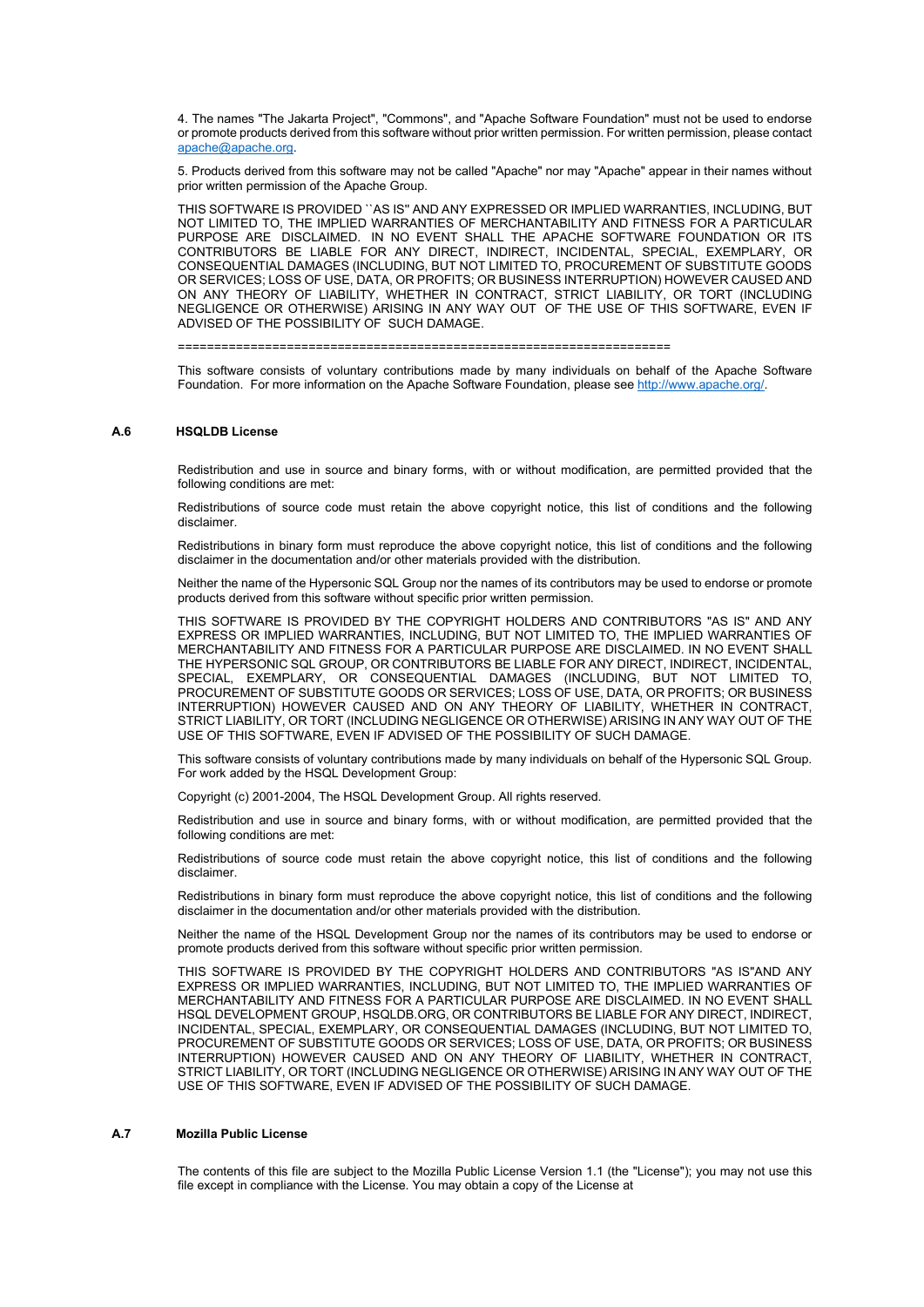4. The names "The Jakarta Project", "Commons", and "Apache Software Foundation" must not be used to endorse or promote products derived from this software without prior written permission. For written permission, please contact apache@apache.org.

5. Products derived from this software may not be called "Apache" nor may "Apache" appear in their names without prior written permission of the Apache Group.

THIS SOFTWARE IS PROVIDED ``AS IS'' AND ANY EXPRESSED OR IMPLIED WARRANTIES, INCLUDING, BUT NOT LIMITED TO, THE IMPLIED WARRANTIES OF MERCHANTABILITY AND FITNESS FOR A PARTICULAR PURPOSE ARE DISCLAIMED. IN NO EVENT SHALL THE APACHE SOFTWARE FOUNDATION OR ITS CONTRIBUTORS BE LIABLE FOR ANY DIRECT, INDIRECT, INCIDENTAL, SPECIAL, EXEMPLARY, OR CONSEQUENTIAL DAMAGES (INCLUDING, BUT NOT LIMITED TO, PROCUREMENT OF SUBSTITUTE GOODS OR SERVICES; LOSS OF USE, DATA, OR PROFITS; OR BUSINESS INTERRUPTION) HOWEVER CAUSED AND ON ANY THEORY OF LIABILITY, WHETHER IN CONTRACT, STRICT LIABILITY, OR TORT (INCLUDING NEGLIGENCE OR OTHERWISE) ARISING IN ANY WAY OUT OF THE USE OF THIS SOFTWARE, EVEN IF ADVISED OF THE POSSIBILITY OF SUCH DAMAGE.

====================================================================

This software consists of voluntary contributions made by many individuals on behalf of the Apache Software Foundation. For more information on the Apache Software Foundation, please see http://www.apache.org/.

### A.6 HSQLDB License

Redistribution and use in source and binary forms, with or without modification, are permitted provided that the following conditions are met:

Redistributions of source code must retain the above copyright notice, this list of conditions and the following disclaimer.

Redistributions in binary form must reproduce the above copyright notice, this list of conditions and the following disclaimer in the documentation and/or other materials provided with the distribution.

Neither the name of the Hypersonic SQL Group nor the names of its contributors may be used to endorse or promote products derived from this software without specific prior written permission.

THIS SOFTWARE IS PROVIDED BY THE COPYRIGHT HOLDERS AND CONTRIBUTORS "AS IS" AND ANY EXPRESS OR IMPLIED WARRANTIES, INCLUDING, BUT NOT LIMITED TO, THE IMPLIED WARRANTIES OF MERCHANTABILITY AND FITNESS FOR A PARTICULAR PURPOSE ARE DISCLAIMED. IN NO EVENT SHALL THE HYPERSONIC SQL GROUP, OR CONTRIBUTORS BE LIABLE FOR ANY DIRECT, INDIRECT, INCIDENTAL, SPECIAL, EXEMPLARY, OR CONSEQUENTIAL DAMAGES (INCLUDING, BUT NOT LIMITED TO, PROCUREMENT OF SUBSTITUTE GOODS OR SERVICES; LOSS OF USE, DATA, OR PROFITS; OR BUSINESS INTERRUPTION) HOWEVER CAUSED AND ON ANY THEORY OF LIABILITY, WHETHER IN CONTRACT, STRICT LIABILITY, OR TORT (INCLUDING NEGLIGENCE OR OTHERWISE) ARISING IN ANY WAY OUT OF THE USE OF THIS SOFTWARE, EVEN IF ADVISED OF THE POSSIBILITY OF SUCH DAMAGE.

This software consists of voluntary contributions made by many individuals on behalf of the Hypersonic SQL Group. For work added by the HSQL Development Group:

Copyright (c) 2001-2004, The HSQL Development Group. All rights reserved.

Redistribution and use in source and binary forms, with or without modification, are permitted provided that the following conditions are met:

Redistributions of source code must retain the above copyright notice, this list of conditions and the following disclaimer.

Redistributions in binary form must reproduce the above copyright notice, this list of conditions and the following disclaimer in the documentation and/or other materials provided with the distribution.

Neither the name of the HSQL Development Group nor the names of its contributors may be used to endorse or promote products derived from this software without specific prior written permission.

THIS SOFTWARE IS PROVIDED BY THE COPYRIGHT HOLDERS AND CONTRIBUTORS "AS IS"AND ANY EXPRESS OR IMPLIED WARRANTIES, INCLUDING, BUT NOT LIMITED TO, THE IMPLIED WARRANTIES OF MERCHANTABILITY AND FITNESS FOR A PARTICULAR PURPOSE ARE DISCLAIMED. IN NO EVENT SHALL HSQL DEVELOPMENT GROUP, HSQLDB.ORG, OR CONTRIBUTORS BE LIABLE FOR ANY DIRECT, INDIRECT, INCIDENTAL, SPECIAL, EXEMPLARY, OR CONSEQUENTIAL DAMAGES (INCLUDING, BUT NOT LIMITED TO, PROCUREMENT OF SUBSTITUTE GOODS OR SERVICES; LOSS OF USE, DATA, OR PROFITS; OR BUSINESS INTERRUPTION) HOWEVER CAUSED AND ON ANY THEORY OF LIABILITY, WHETHER IN CONTRACT, STRICT LIABILITY, OR TORT (INCLUDING NEGLIGENCE OR OTHERWISE) ARISING IN ANY WAY OUT OF THE USE OF THIS SOFTWARE, EVEN IF ADVISED OF THE POSSIBILITY OF SUCH DAMAGE.

### A.7 Mozilla Public License

The contents of this file are subject to the Mozilla Public License Version 1.1 (the "License"); you may not use this file except in compliance with the License. You may obtain a copy of the License at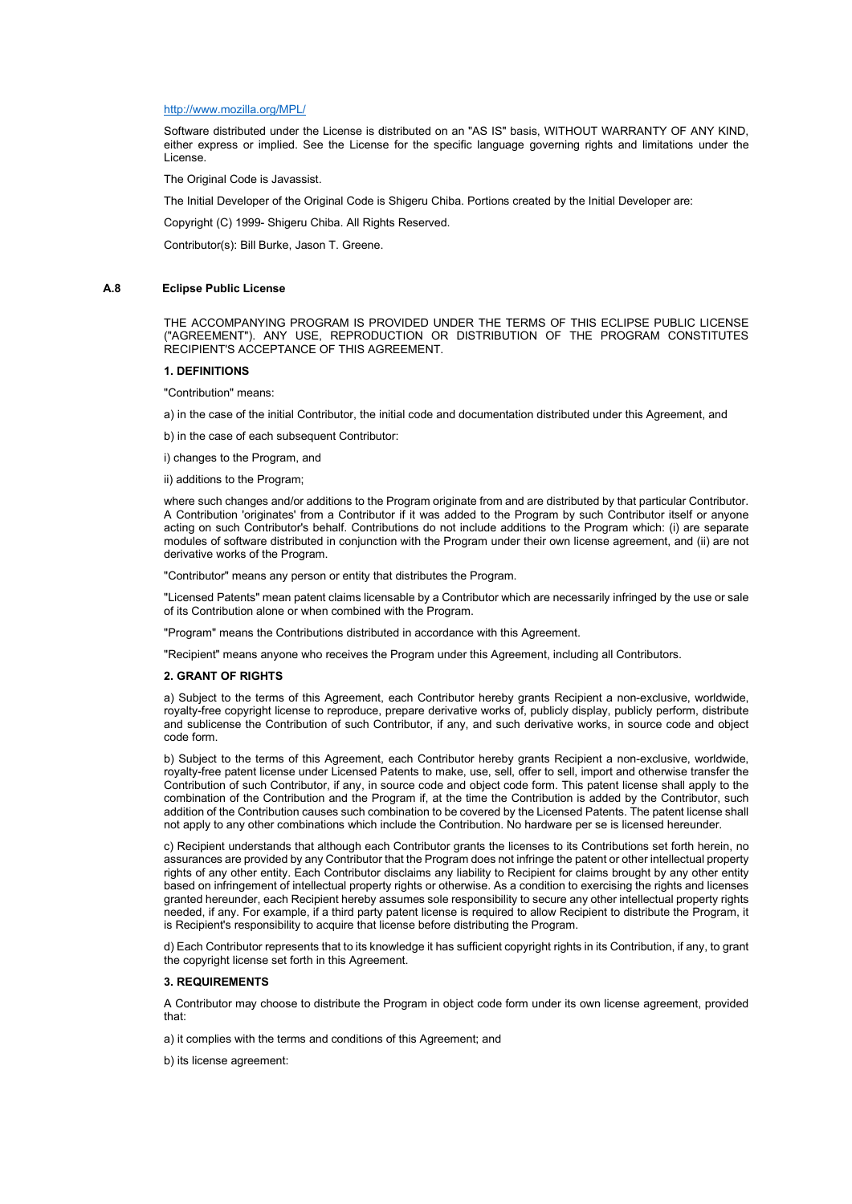http://www.mozilla.org/MPL/

Software distributed under the License is distributed on an "AS IS" basis, WITHOUT WARRANTY OF ANY KIND, either express or implied. See the License for the specific language governing rights and limitations under the License.

The Original Code is Javassist.

The Initial Developer of the Original Code is Shigeru Chiba. Portions created by the Initial Developer are:

Copyright (C) 1999- Shigeru Chiba. All Rights Reserved.

Contributor(s): Bill Burke, Jason T. Greene.

### A.8 Eclipse Public License

THE ACCOMPANYING PROGRAM IS PROVIDED UNDER THE TERMS OF THIS ECLIPSE PUBLIC LICENSE ("AGREEMENT"). ANY USE, REPRODUCTION OR DISTRIBUTION OF THE PROGRAM CONSTITUTES RECIPIENT'S ACCEPTANCE OF THIS AGREEMENT.

**1. DEFINITIONS**

"Contribution" means:

a) in the case of the initial Contributor, the initial code and documentation distributed under this Agreement, and

b) in the case of each subsequent Contributor:

i) changes to the Program, and

ii) additions to the Program;

where such changes and/or additions to the Program originate from and are distributed by that particular Contributor. A Contribution 'originates' from a Contributor if it was added to the Program by such Contributor itself or anyone acting on such Contributor's behalf. Contributions do not include additions to the Program which: (i) are separate modules of software distributed in conjunction with the Program under their own license agreement, and (ii) are not derivative works of the Program.

"Contributor" means any person or entity that distributes the Program.

"Licensed Patents" mean patent claims licensable by a Contributor which are necessarily infringed by the use or sale of its Contribution alone or when combined with the Program.

"Program" means the Contributions distributed in accordance with this Agreement.

"Recipient" means anyone who receives the Program under this Agreement, including all Contributors.

**2. GRANT OF RIGHTS**

a) Subject to the terms of this Agreement, each Contributor hereby grants Recipient a non-exclusive, worldwide, royalty-free copyright license to reproduce, prepare derivative works of, publicly display, publicly perform, distribute and sublicense the Contribution of such Contributor, if any, and such derivative works, in source code and object code form.

b) Subject to the terms of this Agreement, each Contributor hereby grants Recipient a non-exclusive, worldwide, royalty-free patent license under Licensed Patents to make, use, sell, offer to sell, import and otherwise transfer the Contribution of such Contributor, if any, in source code and object code form. This patent license shall apply to the combination of the Contribution and the Program if, at the time the Contribution is added by the Contributor, such addition of the Contribution causes such combination to be covered by the Licensed Patents. The patent license shall not apply to any other combinations which include the Contribution. No hardware per se is licensed hereunder.

c) Recipient understands that although each Contributor grants the licenses to its Contributions set forth herein, no assurances are provided by any Contributor that the Program does not infringe the patent or other intellectual property rights of any other entity. Each Contributor disclaims any liability to Recipient for claims brought by any other entity based on infringement of intellectual property rights or otherwise. As a condition to exercising the rights and licenses granted hereunder, each Recipient hereby assumes sole responsibility to secure any other intellectual property rights needed, if any. For example, if a third party patent license is required to allow Recipient to distribute the Program, it is Recipient's responsibility to acquire that license before distributing the Program.

d) Each Contributor represents that to its knowledge it has sufficient copyright rights in its Contribution, if any, to grant the copyright license set forth in this Agreement.

**3. REQUIREMENTS**

A Contributor may choose to distribute the Program in object code form under its own license agreement, provided that:

a) it complies with the terms and conditions of this Agreement; and

b) its license agreement: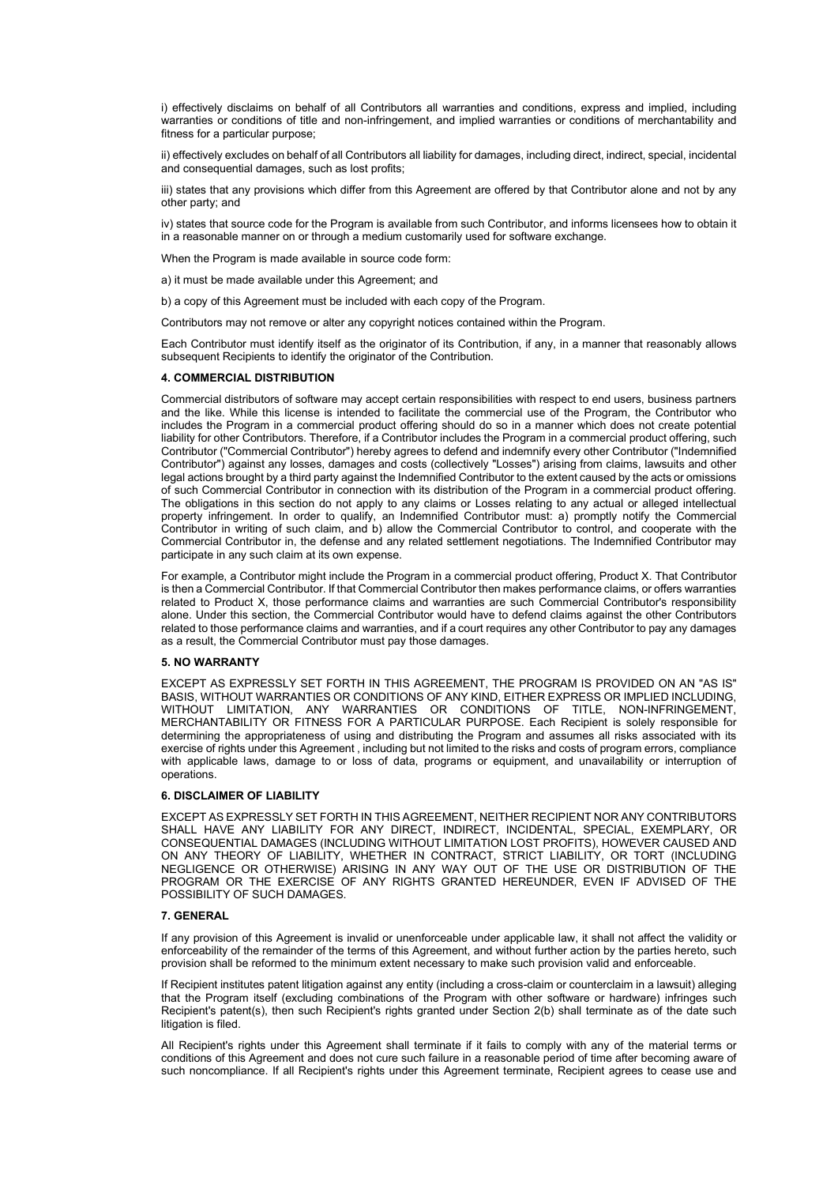i) effectively disclaims on behalf of all Contributors all warranties and conditions, express and implied, including warranties or conditions of title and non-infringement, and implied warranties or conditions of merchantability and fitness for a particular purpose;

ii) effectively excludes on behalf of all Contributors all liability for damages, including direct, indirect, special, incidental and consequential damages, such as lost profits;

iii) states that any provisions which differ from this Agreement are offered by that Contributor alone and not by any other party; and

iv) states that source code for the Program is available from such Contributor, and informs licensees how to obtain it in a reasonable manner on or through a medium customarily used for software exchange.

When the Program is made available in source code form:

a) it must be made available under this Agreement; and

b) a copy of this Agreement must be included with each copy of the Program.

Contributors may not remove or alter any copyright notices contained within the Program.

Each Contributor must identify itself as the originator of its Contribution, if any, in a manner that reasonably allows subsequent Recipients to identify the originator of the Contribution.

#### 4. COMMERCIAL DISTRIBUTION

Commercial distributors of software may accept certain responsibilities with respect to end users, business partners and the like. While this license is intended to facilitate the commercial use of the Program, the Contributor who includes the Program in a commercial product offering should do so in a manner which does not create potential liability for other Contributors. Therefore, if a Contributor includes the Program in a commercial product offering, such Contributor ("Commercial Contributor") hereby agrees to defend and indemnify every other Contributor ("Indemnified Contributor") against any losses, damages and costs (collectively "Losses") arising from claims, lawsuits and other legal actions brought by a third party against the Indemnified Contributor to the extent caused by the acts or omissions of such Commercial Contributor in connection with its distribution of the Program in a commercial product offering. The obligations in this section do not apply to any claims or Losses relating to any actual or alleged intellectual property infringement. In order to qualify, an Indemnified Contributor must: a) promptly notify the Commercial Contributor in writing of such claim, and b) allow the Commercial Contributor to control, and cooperate with the Commercial Contributor in, the defense and any related settlement negotiations. The Indemnified Contributor may participate in any such claim at its own expense.

For example, a Contributor might include the Program in a commercial product offering, Product X. That Contributor is then a Commercial Contributor. If that Commercial Contributor then makes performance claims, or offers warranties related to Product X, those performance claims and warranties are such Commercial Contributor's responsibility alone. Under this section, the Commercial Contributor would have to defend claims against the other Contributors related to those performance claims and warranties, and if a court requires any other Contributor to pay any damages as a result, the Commercial Contributor must pay those damages.

#### 5. NO WARRANTY

EXCEPT AS EXPRESSLY SET FORTH IN THIS AGREEMENT, THE PROGRAM IS PROVIDED ON AN "AS IS" BASIS, WITHOUT WARRANTIES OR CONDITIONS OF ANY KIND, EITHER EXPRESS OR IMPLIED INCLUDING, WITHOUT LIMITATION, ANY WARRANTIES OR CONDITIONS OF TITLE, NON-INFRINGEMENT, MERCHANTABILITY OR FITNESS FOR A PARTICULAR PURPOSE. Each Recipient is solely responsible for determining the appropriateness of using and distributing the Program and assumes all risks associated with its exercise of rights under this Agreement , including but not limited to the risks and costs of program errors, compliance with applicable laws, damage to or loss of data, programs or equipment, and unavailability or interruption of operations.

#### 6. DISCLAIMER OF LIABILITY

EXCEPT AS EXPRESSLY SET FORTH IN THIS AGREEMENT, NEITHER RECIPIENT NOR ANY CONTRIBUTORS SHALL HAVE ANY LIABILITY FOR ANY DIRECT, INDIRECT, INCIDENTAL, SPECIAL, EXEMPLARY, OR CONSEQUENTIAL DAMAGES (INCLUDING WITHOUT LIMITATION LOST PROFITS), HOWEVER CAUSED AND ON ANY THEORY OF LIABILITY, WHETHER IN CONTRACT, STRICT LIABILITY, OR TORT (INCLUDING NEGLIGENCE OR OTHERWISE) ARISING IN ANY WAY OUT OF THE USE OR DISTRIBUTION OF THE PROGRAM OR THE EXERCISE OF ANY RIGHTS GRANTED HEREUNDER, EVEN IF ADVISED OF THE POSSIBILITY OF SUCH DAMAGES.

#### 7. GENERAL

If any provision of this Agreement is invalid or unenforceable under applicable law, it shall not affect the validity or enforceability of the remainder of the terms of this Agreement, and without further action by the parties hereto, such provision shall be reformed to the minimum extent necessary to make such provision valid and enforceable.

If Recipient institutes patent litigation against any entity (including a cross-claim or counterclaim in a lawsuit) alleging that the Program itself (excluding combinations of the Program with other software or hardware) infringes such Recipient's patent(s), then such Recipient's rights granted under Section 2(b) shall terminate as of the date such litigation is filed.

All Recipient's rights under this Agreement shall terminate if it fails to comply with any of the material terms or conditions of this Agreement and does not cure such failure in a reasonable period of time after becoming aware of such noncompliance. If all Recipient's rights under this Agreement terminate, Recipient agrees to cease use and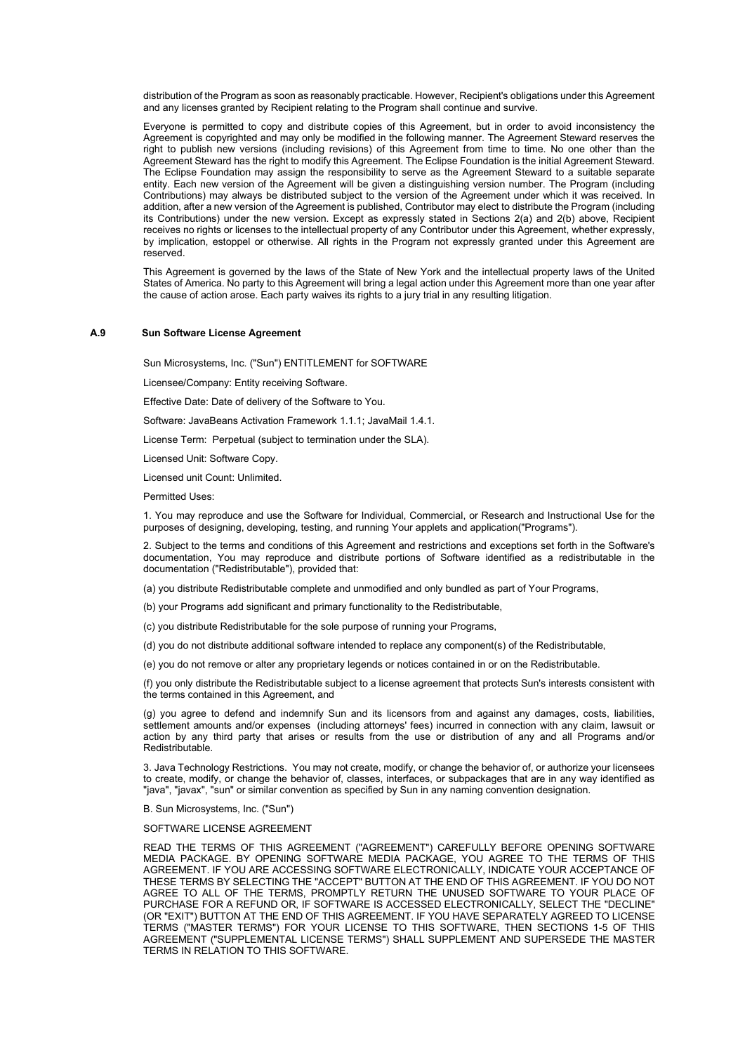distribution of the Program as soon as reasonably practicable. However, Recipient's obligations under this Agreement and any licenses granted by Recipient relating to the Program shall continue and survive.

Everyone is permitted to copy and distribute copies of this Agreement, but in order to avoid inconsistency the Agreement is copyrighted and may only be modified in the following manner. The Agreement Steward reserves the right to publish new versions (including revisions) of this Agreement from time to time. No one other than the Agreement Steward has the right to modify this Agreement. The Eclipse Foundation is the initial Agreement Steward. The Eclipse Foundation may assign the responsibility to serve as the Agreement Steward to a suitable separate entity. Each new version of the Agreement will be given a distinguishing version number. The Program (including Contributions) may always be distributed subject to the version of the Agreement under which it was received. In addition, after a new version of the Agreement is published, Contributor may elect to distribute the Program (including its Contributions) under the new version. Except as expressly stated in Sections 2(a) and 2(b) above, Recipient receives no rights or licenses to the intellectual property of any Contributor under this Agreement, whether expressly, by implication, estoppel or otherwise. All rights in the Program not expressly granted under this Agreement are reserved.

This Agreement is governed by the laws of the State of New York and the intellectual property laws of the United States of America. No party to this Agreement will bring a legal action under this Agreement more than one year after the cause of action arose. Each party waives its rights to a jury trial in any resulting litigation.

### A.9 Sun Software License Agreement

Sun Microsystems, Inc. ("Sun") ENTITLEMENT for SOFTWARE

Licensee/Company: Entity receiving Software.

Effective Date: Date of delivery of the Software to You.

Software: JavaBeans Activation Framework 1.1.1; JavaMail 1.4.1.

License Term: Perpetual (subject to termination under the SLA).

Licensed Unit: Software Copy.

Licensed unit Count: Unlimited.

Permitted Uses:

1. You may reproduce and use the Software for Individual, Commercial, or Research and Instructional Use for the purposes of designing, developing, testing, and running Your applets and application("Programs").

2. Subject to the terms and conditions of this Agreement and restrictions and exceptions set forth in the Software's documentation, You may reproduce and distribute portions of Software identified as a redistributable in the documentation ("Redistributable"), provided that:

(a) you distribute Redistributable complete and unmodified and only bundled as part of Your Programs,

(b) your Programs add significant and primary functionality to the Redistributable,

(c) you distribute Redistributable for the sole purpose of running your Programs,

(d) you do not distribute additional software intended to replace any component(s) of the Redistributable,

(e) you do not remove or alter any proprietary legends or notices contained in or on the Redistributable.

(f) you only distribute the Redistributable subject to a license agreement that protects Sun's interests consistent with the terms contained in this Agreement, and

(g) you agree to defend and indemnify Sun and its licensors from and against any damages, costs, liabilities, settlement amounts and/or expenses (including attorneys' fees) incurred in connection with any claim, lawsuit or action by any third party that arises or results from the use or distribution of any and all Programs and/or Redistributable.

3. Java Technology Restrictions. You may not create, modify, or change the behavior of, or authorize your licensees to create, modify, or change the behavior of, classes, interfaces, or subpackages that are in any way identified as "java", "javax", "sun" or similar convention as specified by Sun in any naming convention designation.

B. Sun Microsystems, Inc. ("Sun")

SOFTWARE LICENSE AGREEMENT

READ THE TERMS OF THIS AGREEMENT ("AGREEMENT") CAREFULLY BEFORE OPENING SOFTWARE MEDIA PACKAGE. BY OPENING SOFTWARE MEDIA PACKAGE, YOU AGREE TO THE TERMS OF THIS AGREEMENT. IF YOU ARE ACCESSING SOFTWARE ELECTRONICALLY, INDICATE YOUR ACCEPTANCE OF THESE TERMS BY SELECTING THE "ACCEPT" BUTTON AT THE END OF THIS AGREEMENT. IF YOU DO NOT AGREE TO ALL OF THE TERMS, PROMPTLY RETURN THE UNUSED SOFTWARE TO YOUR PLACE OF PURCHASE FOR A REFUND OR, IF SOFTWARE IS ACCESSED ELECTRONICALLY, SELECT THE "DECLINE" (OR "EXIT") BUTTON AT THE END OF THIS AGREEMENT. IF YOU HAVE SEPARATELY AGREED TO LICENSE TERMS ("MASTER TERMS") FOR YOUR LICENSE TO THIS SOFTWARE, THEN SECTIONS 1-5 OF THIS AGREEMENT ("SUPPLEMENTAL LICENSE TERMS") SHALL SUPPLEMENT AND SUPERSEDE THE MASTER TERMS IN RELATION TO THIS SOFTWARE.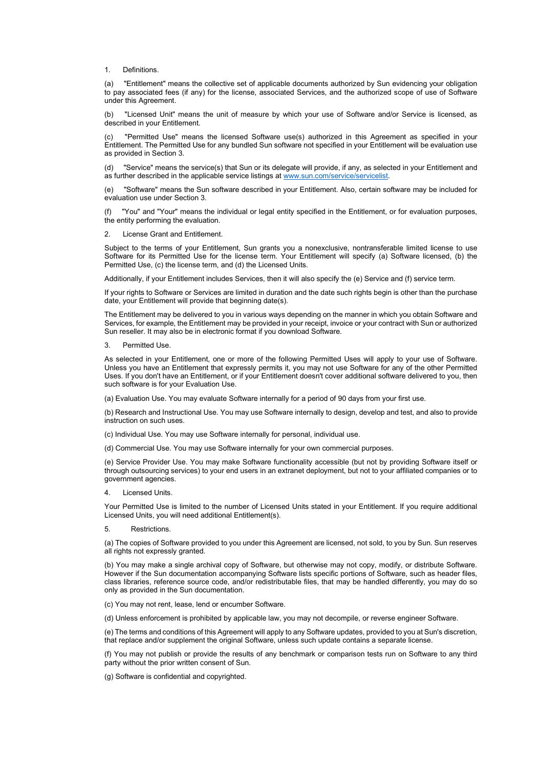1. Definitions.

(a) "Entitlement" means the collective set of applicable documents authorized by Sun evidencing your obligation to pay associated fees (if any) for the license, associated Services, and the authorized scope of use of Software under this Agreement.

(b) "Licensed Unit" means the unit of measure by which your use of Software and/or Service is licensed, as described in your Entitlement.

(c) "Permitted Use" means the licensed Software use(s) authorized in this Agreement as specified in your Entitlement. The Permitted Use for any bundled Sun software not specified in your Entitlement will be evaluation use as provided in Section 3.

(d) "Service" means the service(s) that Sun or its delegate will provide, if any, as selected in your Entitlement and as further described in the applicable service listings at [www.sun.com/service/servicelist](www.sun.com/service/servicelist).

(e) "Software" means the Sun software described in your Entitlement. Also, certain software may be included for evaluation use under Section 3.

(f) "You" and "Your" means the individual or legal entity specified in the Entitlement, or for evaluation purposes, the entity performing the evaluation.

2. License Grant and Entitlement.

Subject to the terms of your Entitlement, Sun grants you a nonexclusive, nontransferable limited license to use Software for its Permitted Use for the license term. Your Entitlement will specify (a) Software licensed, (b) the Permitted Use, (c) the license term, and (d) the Licensed Units.

Additionally, if your Entitlement includes Services, then it will also specify the (e) Service and (f) service term.

If your rights to Software or Services are limited in duration and the date such rights begin is other than the purchase date, your Entitlement will provide that beginning date(s).

The Entitlement may be delivered to you in various ways depending on the manner in which you obtain Software and Services, for example, the Entitlement may be provided in your receipt, invoice or your contract with Sun or authorized Sun reseller. It may also be in electronic format if you download Software.

3. Permitted Use.

As selected in your Entitlement, one or more of the following Permitted Uses will apply to your use of Software. Unless you have an Entitlement that expressly permits it, you may not use Software for any of the other Permitted Uses. If you don't have an Entitlement, or if your Entitlement doesn't cover additional software delivered to you, then such software is for your Evaluation Use.

(a) Evaluation Use. You may evaluate Software internally for a period of 90 days from your first use.

(b) Research and Instructional Use. You may use Software internally to design, develop and test, and also to provide instruction on such uses.

(c) Individual Use. You may use Software internally for personal, individual use.

(d) Commercial Use. You may use Software internally for your own commercial purposes.

(e) Service Provider Use. You may make Software functionality accessible (but not by providing Software itself or through outsourcing services) to your end users in an extranet deployment, but not to your affiliated companies or to government agencies.

4. Licensed Units.

Your Permitted Use is limited to the number of Licensed Units stated in your Entitlement. If you require additional Licensed Units, you will need additional Entitlement(s).

5. Restrictions.

(a) The copies of Software provided to you under this Agreement are licensed, not sold, to you by Sun. Sun reserves all rights not expressly granted.

(b) You may make a single archival copy of Software, but otherwise may not copy, modify, or distribute Software. However if the Sun documentation accompanying Software lists specific portions of Software, such as header files, class libraries, reference source code, and/or redistributable files, that may be handled differently, you may do so only as provided in the Sun documentation.

(c) You may not rent, lease, lend or encumber Software.

(d) Unless enforcement is prohibited by applicable law, you may not decompile, or reverse engineer Software.

(e) The terms and conditions of this Agreement will apply to any Software updates, provided to you at Sun's discretion, that replace and/or supplement the original Software, unless such update contains a separate license.

(f) You may not publish or provide the results of any benchmark or comparison tests run on Software to any third party without the prior written consent of Sun.

(g) Software is confidential and copyrighted.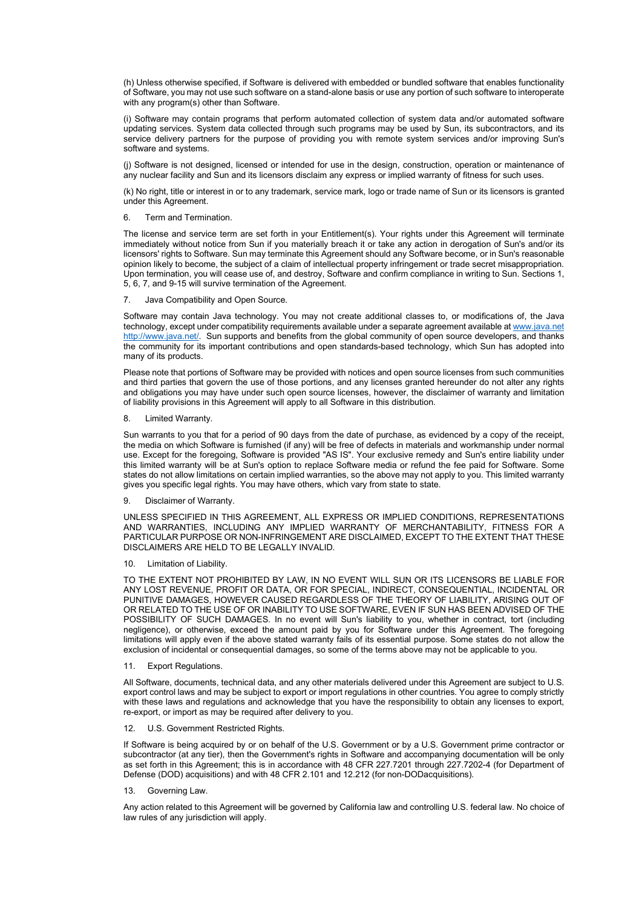(h) Unless otherwise specified, if Software is delivered with embedded or bundled software that enables functionality of Software, you may not use such software on a stand-alone basis or use any portion of such software to interoperate with any program(s) other than Software.

(i) Software may contain programs that perform automated collection of system data and/or automated software updating services. System data collected through such programs may be used by Sun, its subcontractors, and its service delivery partners for the purpose of providing you with remote system services and/or improving Sun's software and systems.

(j) Software is not designed, licensed or intended for use in the design, construction, operation or maintenance of any nuclear facility and Sun and its licensors disclaim any express or implied warranty of fitness for such uses.

(k) No right, title or interest in or to any trademark, service mark, logo or trade name of Sun or its licensors is granted under this Agreement.

6. Term and Termination.

The license and service term are set forth in your Entitlement(s). Your rights under this Agreement will terminate immediately without notice from Sun if you materially breach it or take any action in derogation of Sun's and/or its licensors' rights to Software. Sun may terminate this Agreement should any Software become, or in Sun's reasonable opinion likely to become, the subject of a claim of intellectual property infringement or trade secret misappropriation. Upon termination, you will cease use of, and destroy, Software and confirm compliance in writing to Sun. Sections 1, 5, 6, 7, and 9-15 will survive termination of the Agreement.

7. Java Compatibility and Open Source.

Software may contain Java technology. You may not create additional classes to, or modifications of, the Java technology, except under compatibility requirements available under a separate agreement available at www.java.net http://www.java.net/. Sun supports and benefits from the global community of open source developers, and thanks the community for its important contributions and open standards-based technology, which Sun has adopted into many of its products.

Please note that portions of Software may be provided with notices and open source licenses from such communities and third parties that govern the use of those portions, and any licenses granted hereunder do not alter any rights and obligations you may have under such open source licenses, however, the disclaimer of warranty and limitation of liability provisions in this Agreement will apply to all Software in this distribution.

8. Limited Warranty.

Sun warrants to you that for a period of 90 days from the date of purchase, as evidenced by a copy of the receipt, the media on which Software is furnished (if any) will be free of defects in materials and workmanship under normal use. Except for the foregoing, Software is provided "AS IS". Your exclusive remedy and Sun's entire liability under this limited warranty will be at Sun's option to replace Software media or refund the fee paid for Software. Some states do not allow limitations on certain implied warranties, so the above may not apply to you. This limited warranty gives you specific legal rights. You may have others, which vary from state to state.

9. Disclaimer of Warranty.

UNLESS SPECIFIED IN THIS AGREEMENT, ALL EXPRESS OR IMPLIED CONDITIONS, REPRESENTATIONS AND WARRANTIES, INCLUDING ANY IMPLIED WARRANTY OF MERCHANTABILITY, FITNESS FOR A PARTICULAR PURPOSE OR NON-INFRINGEMENT ARE DISCLAIMED, EXCEPT TO THE EXTENT THAT THESE DISCLAIMERS ARE HELD TO BE LEGALLY INVALID.

10. Limitation of Liability.

TO THE EXTENT NOT PROHIBITED BY LAW, IN NO EVENT WILL SUN OR ITS LICENSORS BE LIABLE FOR ANY LOST REVENUE, PROFIT OR DATA, OR FOR SPECIAL, INDIRECT, CONSEQUENTIAL, INCIDENTAL OR PUNITIVE DAMAGES, HOWEVER CAUSED REGARDLESS OF THE THEORY OF LIABILITY, ARISING OUT OF OR RELATED TO THE USE OF OR INABILITY TO USE SOFTWARE, EVEN IF SUN HAS BEEN ADVISED OF THE POSSIBILITY OF SUCH DAMAGES. In no event will Sun's liability to you, whether in contract, tort (including negligence), or otherwise, exceed the amount paid by you for Software under this Agreement. The foregoing limitations will apply even if the above stated warranty fails of its essential purpose. Some states do not allow the exclusion of incidental or consequential damages, so some of the terms above may not be applicable to you.

11. Export Regulations.

All Software, documents, technical data, and any other materials delivered under this Agreement are subject to U.S. export control laws and may be subject to export or import regulations in other countries. You agree to comply strictly with these laws and regulations and acknowledge that you have the responsibility to obtain any licenses to export, re-export, or import as may be required after delivery to you.

12. U.S. Government Restricted Rights.

If Software is being acquired by or on behalf of the U.S. Government or by a U.S. Government prime contractor or subcontractor (at any tier), then the Government's rights in Software and accompanying documentation will be only as set forth in this Agreement; this is in accordance with 48 CFR 227.7201 through 227.7202-4 (for Department of Defense (DOD) acquisitions) and with 48 CFR 2.101 and 12.212 (for non-DODacquisitions).

13. Governing Law.

Any action related to this Agreement will be governed by California law and controlling U.S. federal law. No choice of law rules of any jurisdiction will apply.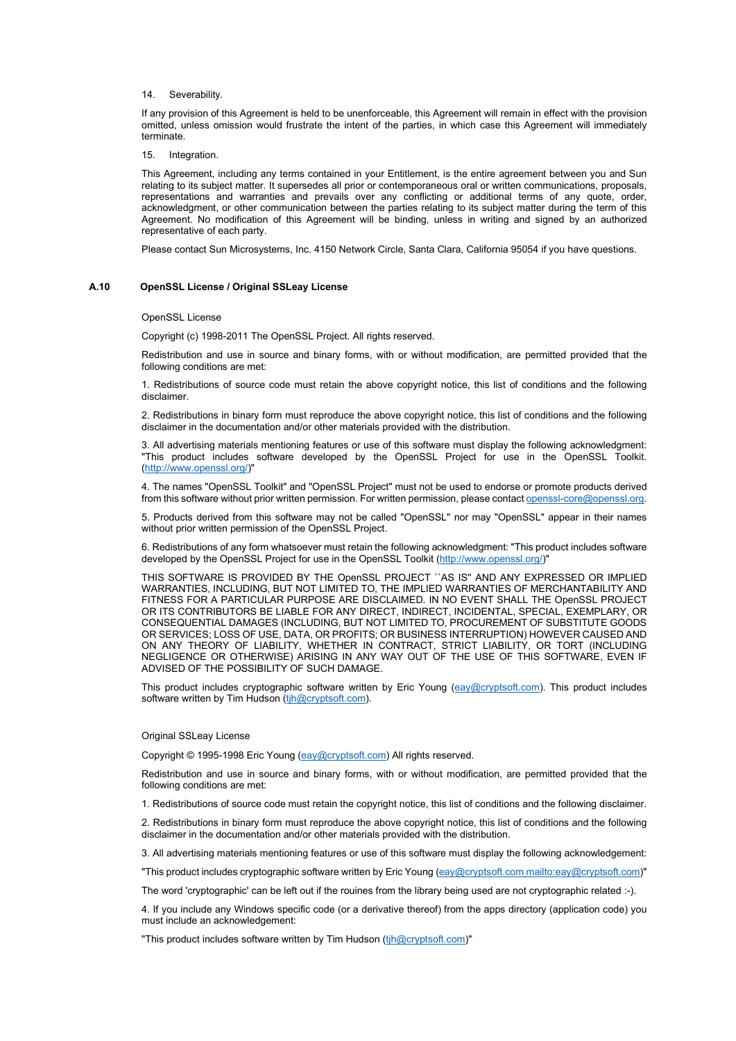14. Severability.

If any provision of this Agreement is held to be unenforceable, this Agreement will remain in effect with the provision omitted, unless omission would frustrate the intent of the parties, in which case this Agreement will immediately terminate.

15. Integration.

This Agreement, including any terms contained in your Entitlement, is the entire agreement between you and Sun relating to its subject matter. It supersedes all prior or contemporaneous oral or written communications, proposals, representations and warranties and prevails over any conflicting or additional terms of any quote, order, acknowledgment, or other communication between the parties relating to its subject matter during the term of this Agreement. No modification of this Agreement will be binding, unless in writing and signed by an authorized representative of each party.

Please contact Sun Microsystems, Inc. 4150 Network Circle, Santa Clara, California 95054 if you have questions.

## A.10 OpenSSL License / Original SSLeay License

OpenSSL License

Copyright (c) 1998-2011 The OpenSSL Project. All rights reserved.

Redistribution and use in source and binary forms, with or without modification, are permitted provided that the following conditions are met:

1. Redistributions of source code must retain the above copyright notice, this list of conditions and the following disclaimer.

2. Redistributions in binary form must reproduce the above copyright notice, this list of conditions and the following disclaimer in the documentation and/or other materials provided with the distribution.

3. All advertising materials mentioning features or use of this software must display the following acknowledgment: "This product includes software developed by the OpenSSL Project for use in the OpenSSL Toolkit. (http://www.openssl.org/)"

4. The names "OpenSSL Toolkit" and "OpenSSL Project" must not be used to endorse or promote products derived from this software without prior written permission. For written permission, please contact openssl-core@openssl.org.

5. Products derived from this software may not be called "OpenSSL" nor may "OpenSSL" appear in their names without prior written permission of the OpenSSL Project.

6. Redistributions of any form whatsoever must retain the following acknowledgment: "This product includes software developed by the OpenSSL Project for use in the OpenSSL Toolkit (http://www.openssl.org/)"

THIS SOFTWARE IS PROVIDED BY THE OpenSSL PROJECT ``AS IS'' AND ANY EXPRESSED OR IMPLIED WARRANTIES, INCLUDING, BUT NOT LIMITED TO, THE IMPLIED WARRANTIES OF MERCHANTABILITY AND FITNESS FOR A PARTICULAR PURPOSE ARE DISCLAIMED. IN NO EVENT SHALL THE OpenSSL PROJECT OR ITS CONTRIBUTORS BE LIABLE FOR ANY DIRECT, INDIRECT, INCIDENTAL, SPECIAL, EXEMPLARY, OR CONSEQUENTIAL DAMAGES (INCLUDING, BUT NOT LIMITED TO, PROCUREMENT OF SUBSTITUTE GOODS OR SERVICES; LOSS OF USE, DATA, OR PROFITS; OR BUSINESS INTERRUPTION) HOWEVER CAUSED AND ON ANY THEORY OF LIABILITY, WHETHER IN CONTRACT, STRICT LIABILITY, OR TORT (INCLUDING NEGLIGENCE OR OTHERWISE) ARISING IN ANY WAY OUT OF THE USE OF THIS SOFTWARE, EVEN IF ADVISED OF THE POSSIBILITY OF SUCH DAMAGE.

This product includes cryptographic software written by Eric Young (eay@cryptsoft.com). This product includes software written by Tim Hudson (tjh@cryptsoft.com).

Original SSLeay License

Copyright © 1995-1998 Eric Young (eay@cryptsoft.com) All rights reserved.

Redistribution and use in source and binary forms, with or without modification, are permitted provided that the following conditions are met:

1. Redistributions of source code must retain the copyright notice, this list of conditions and the following disclaimer.

2. Redistributions in binary form must reproduce the above copyright notice, this list of conditions and the following disclaimer in the documentation and/or other materials provided with the distribution.

3. All advertising materials mentioning features or use of this software must display the following acknowledgement:

"This product includes cryptographic software written by Eric Young (eay@cryptsoft.com mailto:eay@cryptsoft.com)"

The word 'cryptographic' can be left out if the rouines from the library being used are not cryptographic related :-).

4. If you include any Windows specific code (or a derivative thereof) from the apps directory (application code) you must include an acknowledgement:

"This product includes software written by Tim Hudson (tjh@cryptsoft.com)"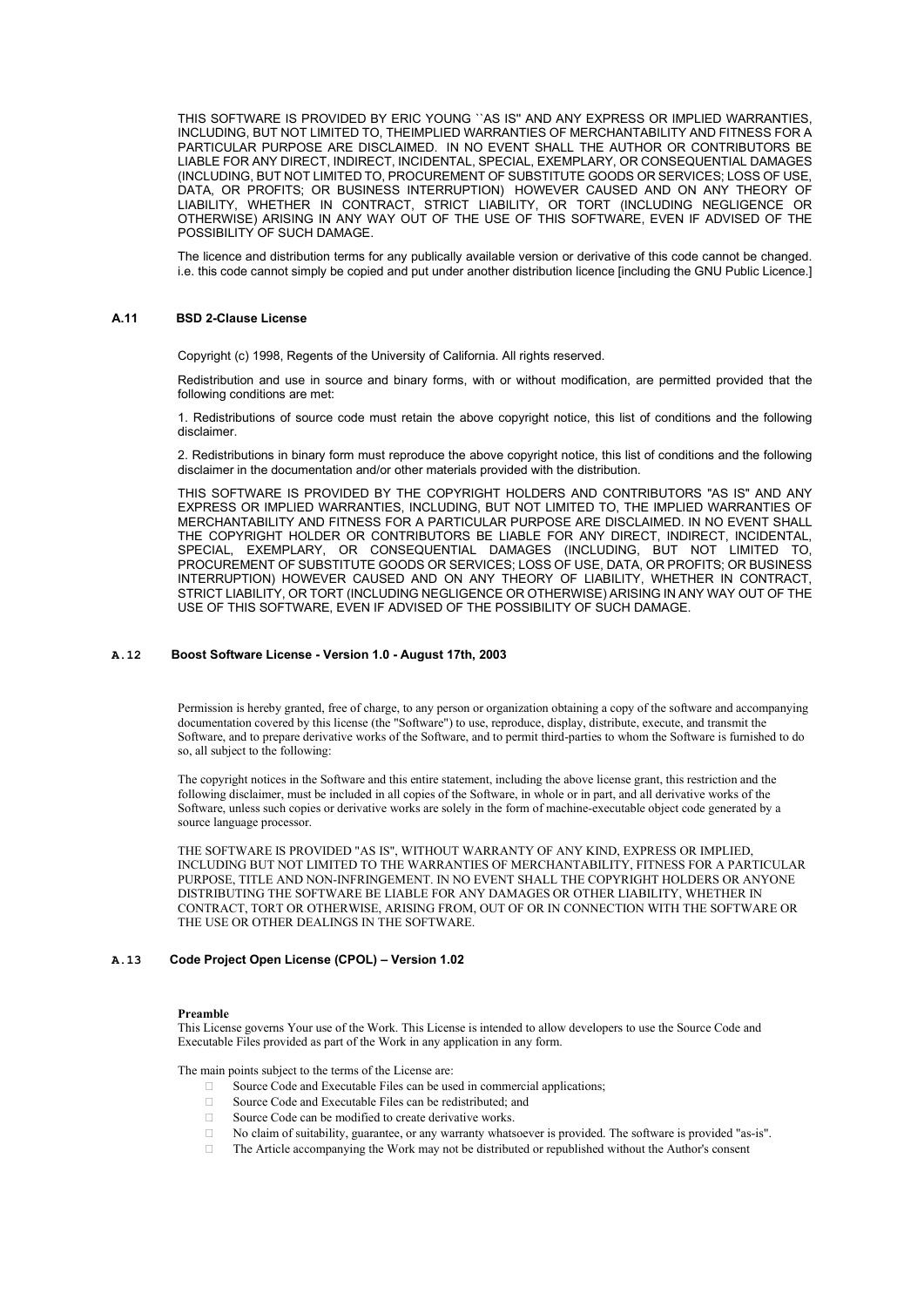THIS SOFTWARE IS PROVIDED BY ERIC YOUNG ``AS IS'' AND ANY EXPRESS OR IMPLIED WARRANTIES, INCLUDING, BUT NOT LIMITED TO, THEIMPLIED WARRANTIES OF MERCHANTABILITY AND FITNESS FOR A PARTICULAR PURPOSE ARE DISCLAIMED. IN NO EVENT SHALL THE AUTHOR OR CONTRIBUTORS BE LIABLE FOR ANY DIRECT, INDIRECT, INCIDENTAL, SPECIAL, EXEMPLARY, OR CONSEQUENTIAL DAMAGES (INCLUDING, BUT NOT LIMITED TO, PROCUREMENT OF SUBSTITUTE GOODS OR SERVICES; LOSS OF USE, DATA, OR PROFITS; OR BUSINESS INTERRUPTION) HOWEVER CAUSED AND ON ANY THEORY OF LIABILITY, WHETHER IN CONTRACT, STRICT LIABILITY, OR TORT (INCLUDING NEGLIGENCE OR OTHERWISE) ARISING IN ANY WAY OUT OF THE USE OF THIS SOFTWARE, EVEN IF ADVISED OF THE POSSIBILITY OF SUCH DAMAGE.

The licence and distribution terms for any publically available version or derivative of this code cannot be changed. i.e. this code cannot simply be copied and put under another distribution licence [including the GNU Public Licence.]

### A.11 BSD 2-Clause License

Copyright (c) 1998, Regents of the University of California. All rights reserved.

Redistribution and use in source and binary forms, with or without modification, are permitted provided that the following conditions are met:

1. Redistributions of source code must retain the above copyright notice, this list of conditions and the following disclaimer.

2. Redistributions in binary form must reproduce the above copyright notice, this list of conditions and the following disclaimer in the documentation and/or other materials provided with the distribution.

THIS SOFTWARE IS PROVIDED BY THE COPYRIGHT HOLDERS AND CONTRIBUTORS "AS IS" AND ANY EXPRESS OR IMPLIED WARRANTIES, INCLUDING, BUT NOT LIMITED TO, THE IMPLIED WARRANTIES OF MERCHANTABILITY AND FITNESS FOR A PARTICULAR PURPOSE ARE DISCLAIMED. IN NO EVENT SHALL THE COPYRIGHT HOLDER OR CONTRIBUTORS BE LIABLE FOR ANY DIRECT, INDIRECT, INCIDENTAL, SPECIAL, EXEMPLARY, OR CONSEQUENTIAL DAMAGES (INCLUDING, BUT NOT LIMITED TO, PROCUREMENT OF SUBSTITUTE GOODS OR SERVICES; LOSS OF USE, DATA, OR PROFITS; OR BUSINESS INTERRUPTION) HOWEVER CAUSED AND ON ANY THEORY OF LIABILITY, WHETHER IN CONTRACT, STRICT LIABILITY, OR TORT (INCLUDING NEGLIGENCE OR OTHERWISE) ARISING IN ANY WAY OUT OF THE USE OF THIS SOFTWARE, EVEN IF ADVISED OF THE POSSIBILITY OF SUCH DAMAGE.

### A.12 Boost Software License - Version 1.0 - August 17th, 2003

Permission is hereby granted, free of charge, to any person or organization obtaining a copy of the software and accompanying documentation covered by this license (the "Software") to use, reproduce, display, distribute, execute, and transmit the Software, and to prepare derivative works of the Software, and to permit third-parties to whom the Software is furnished to do so, all subject to the following:

The copyright notices in the Software and this entire statement, including the above license grant, this restriction and the following disclaimer, must be included in all copies of the Software, in whole or in part, and all derivative works of the Software, unless such copies or derivative works are solely in the form of machine-executable object code generated by a source language processor.

THE SOFTWARE IS PROVIDED "AS IS", WITHOUT WARRANTY OF ANY KIND, EXPRESS OR IMPLIED, INCLUDING BUT NOT LIMITED TO THE WARRANTIES OF MERCHANTABILITY, FITNESS FOR A PARTICULAR PURPOSE, TITLE AND NON-INFRINGEMENT. IN NO EVENT SHALL THE COPYRIGHT HOLDERS OR ANYONE DISTRIBUTING THE SOFTWARE BE LIABLE FOR ANY DAMAGES OR OTHER LIABILITY, WHETHER IN CONTRACT, TORT OR OTHERWISE, ARISING FROM, OUT OF OR IN CONNECTION WITH THE SOFTWARE OR THE USE OR OTHER DEALINGS IN THE SOFTWARE.

### A.13 Code Project Open License (CPOL) – Version 1.02

**Preamble**

This License governs Your use of the Work. This License is intended to allow developers to use the Source Code and Executable Files provided as part of the Work in any application in any form.

The main points subject to the terms of the License are:

- Source Code and Executable Files can be used in commercial applications;
- Source Code and Executable Files can be redistributed; and
- Source Code can be modified to create derivative works.
- No claim of suitability, guarantee, or any warranty whatsoever is provided. The software is provided "as-is".
- The Article accompanying the Work may not be distributed or republished without the Author's consent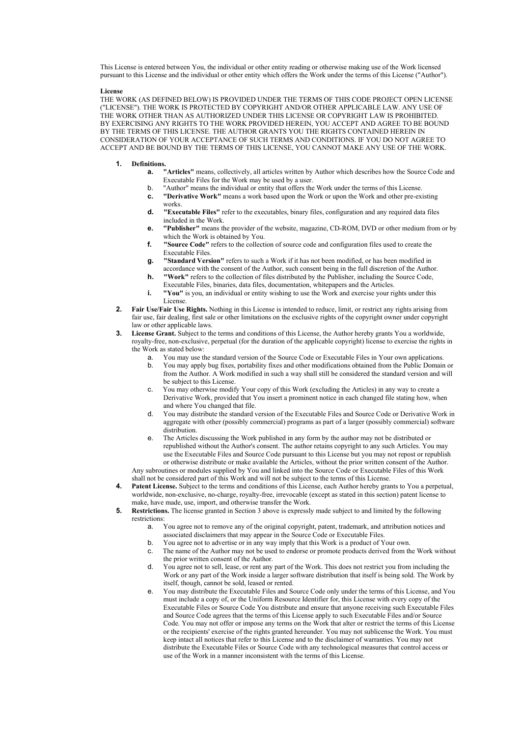This License is entered between You, the individual or other entity reading or otherwise making use of the Work licensed pursuant to this License and the individual or other entity which offers the Work under the terms of this License ("Author").

**License**

THE WORK (AS DEFINED BELOW) IS PROVIDED UNDER THE TERMS OF THIS CODE PROJECT OPEN LICENSE ("LICENSE"). THE WORK IS PROTECTED BY COPYRIGHT AND/OR OTHER APPLICABLE LAW. ANY USE OF THE WORK OTHER THAN AS AUTHORIZED UNDER THIS LICENSE OR COPYRIGHT LAW IS PROHIBITED. BY EXERCISING ANY RIGHTS TO THE WORK PROVIDED HEREIN, YOU ACCEPT AND AGREE TO BE BOUND BY THE TERMS OF THIS LICENSE. THE AUTHOR GRANTS YOU THE RIGHTS CONTAINED HEREIN IN CONSIDERATION OF YOUR ACCEPTANCE OF SUCH TERMS AND CONDITIONS. IF YOU DO NOT AGREE TO ACCEPT AND BE BOUND BY THE TERMS OF THIS LICENSE, YOU CANNOT MAKE ANY USE OF THE WORK.

1. **Definitions.**
   a. **"Articles"** means, collectively, all articles written by Author which describes how the Source Code and Executable Files for the Work may be used by a user.
   b. "Author" means the individual or entity that offers the Work under the terms of this License.
   c. **"Derivative Work"** means a work based upon the Work or upon the Work and other pre-existing works.
   d. **"Executable Files"** refer to the executables, binary files, configuration and any required data files included in the Work.
   e. **"Publisher"** means the provider of the website, magazine, CD-ROM, DVD or other medium from or by which the Work is obtained by You.
   f. **"Source Code"** refers to the collection of source code and configuration files used to create the Executable Files.
   g. **"Standard Version"** refers to such a Work if it has not been modified, or has been modified in accordance with the consent of the Author, such consent being in the full discretion of the Author.
   h. **"Work"** refers to the collection of files distributed by the Publisher, including the Source Code, Executable Files, binaries, data files, documentation, whitepapers and the Articles.
   i. **"You"** is you, an individual or entity wishing to use the Work and exercise your rights under this License.
2. **Fair Use/Fair Use Rights.** Nothing in this License is intended to reduce, limit, or restrict any rights arising from fair use, fair dealing, first sale or other limitations on the exclusive rights of the copyright owner under copyright law or other applicable laws.
3. **License Grant.** Subject to the terms and conditions of this License, the Author hereby grants You a worldwide, royalty-free, non-exclusive, perpetual (for the duration of the applicable copyright) license to exercise the rights in the Work as stated below:
   a. You may use the standard version of the Source Code or Executable Files in Your own applications.
   b. You may apply bug fixes, portability fixes and other modifications obtained from the Public Domain or from the Author. A Work modified in such a way shall still be considered the standard version and will be subject to this License.
   c. You may otherwise modify Your copy of this Work (excluding the Articles) in any way to create a Derivative Work, provided that You insert a prominent notice in each changed file stating how, when and where You changed that file.
   d. You may distribute the standard version of the Executable Files and Source Code or Derivative Work in aggregate with other (possibly commercial) programs as part of a larger (possibly commercial) software distribution.
   e. The Articles discussing the Work published in any form by the author may not be distributed or republished without the Author's consent. The author retains copyright to any such Articles. You may use the Executable Files and Source Code pursuant to this License but you may not repost or republish or otherwise distribute or make available the Articles, without the prior written consent of the Author.

   Any subroutines or modules supplied by You and linked into the Source Code or Executable Files of this Work shall not be considered part of this Work and will not be subject to the terms of this License.
4. **Patent License.** Subject to the terms and conditions of this License, each Author hereby grants to You a perpetual, worldwide, non-exclusive, no-charge, royalty-free, irrevocable (except as stated in this section) patent license to make, have made, use, import, and otherwise transfer the Work.
5. **Restrictions.** The license granted in Section 3 above is expressly made subject to and limited by the following restrictions:
   a. You agree not to remove any of the original copyright, patent, trademark, and attribution notices and associated disclaimers that may appear in the Source Code or Executable Files.
   b. You agree not to advertise or in any way imply that this Work is a product of Your own.
   c. The name of the Author may not be used to endorse or promote products derived from the Work without the prior written consent of the Author.
   d. You agree not to sell, lease, or rent any part of the Work. This does not restrict you from including the Work or any part of the Work inside a larger software distribution that itself is being sold. The Work by itself, though, cannot be sold, leased or rented.
   e. You may distribute the Executable Files and Source Code only under the terms of this License, and You must include a copy of, or the Uniform Resource Identifier for, this License with every copy of the Executable Files or Source Code You distribute and ensure that anyone receiving such Executable Files and Source Code agrees that the terms of this License apply to such Executable Files and/or Source Code. You may not offer or impose any terms on the Work that alter or restrict the terms of this License or the recipients' exercise of the rights granted hereunder. You may not sublicense the Work. You must keep intact all notices that refer to this License and to the disclaimer of warranties. You may not distribute the Executable Files or Source Code with any technological measures that control access or use of the Work in a manner inconsistent with the terms of this License.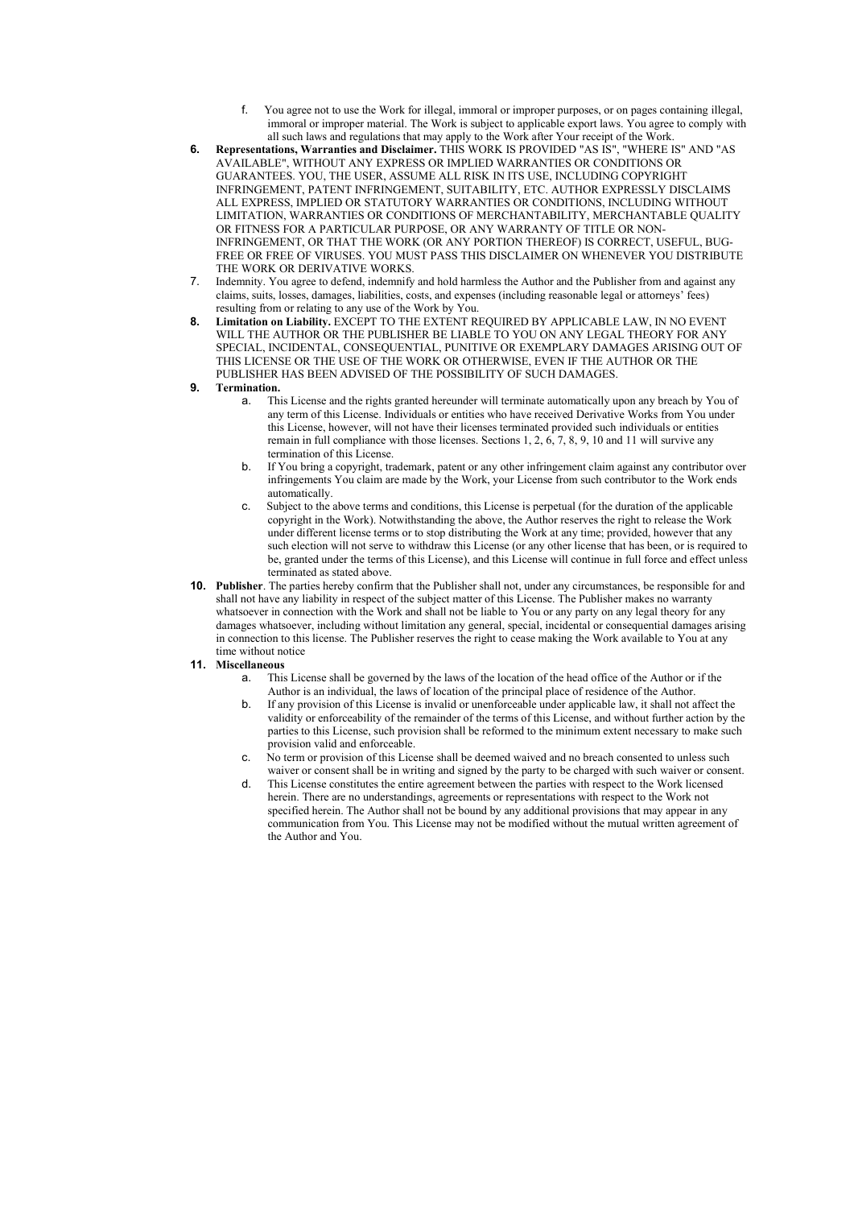f. You agree not to use the Work for illegal, immoral or improper purposes, or on pages containing illegal, immoral or improper material. The Work is subject to applicable export laws. You agree to comply with all such laws and regulations that may apply to the Work after Your receipt of the Work.

6. **Representations, Warranties and Disclaimer.** THIS WORK IS PROVIDED "AS IS", "WHERE IS" AND "AS AVAILABLE", WITHOUT ANY EXPRESS OR IMPLIED WARRANTIES OR CONDITIONS OR GUARANTEES. YOU, THE USER, ASSUME ALL RISK IN ITS USE, INCLUDING COPYRIGHT INFRINGEMENT, PATENT INFRINGEMENT, SUITABILITY, ETC. AUTHOR EXPRESSLY DISCLAIMS ALL EXPRESS, IMPLIED OR STATUTORY WARRANTIES OR CONDITIONS, INCLUDING WITHOUT LIMITATION, WARRANTIES OR CONDITIONS OF MERCHANTABILITY, MERCHANTABLE QUALITY OR FITNESS FOR A PARTICULAR PURPOSE, OR ANY WARRANTY OF TITLE OR NON-INFRINGEMENT, OR THAT THE WORK (OR ANY PORTION THEREOF) IS CORRECT, USEFUL, BUG-FREE OR FREE OF VIRUSES. YOU MUST PASS THIS DISCLAIMER ON WHENEVER YOU DISTRIBUTE THE WORK OR DERIVATIVE WORKS.

7. Indemnity. You agree to defend, indemnify and hold harmless the Author and the Publisher from and against any claims, suits, losses, damages, liabilities, costs, and expenses (including reasonable legal or attorneys' fees) resulting from or relating to any use of the Work by You.

8. **Limitation on Liability.** EXCEPT TO THE EXTENT REQUIRED BY APPLICABLE LAW, IN NO EVENT WILL THE AUTHOR OR THE PUBLISHER BE LIABLE TO YOU ON ANY LEGAL THEORY FOR ANY SPECIAL, INCIDENTAL, CONSEQUENTIAL, PUNITIVE OR EXEMPLARY DAMAGES ARISING OUT OF THIS LICENSE OR THE USE OF THE WORK OR OTHERWISE, EVEN IF THE AUTHOR OR THE PUBLISHER HAS BEEN ADVISED OF THE POSSIBILITY OF SUCH DAMAGES.

9. **Termination.**
   a. This License and the rights granted hereunder will terminate automatically upon any breach by You of any term of this License. Individuals or entities who have received Derivative Works from You under this License, however, will not have their licenses terminated provided such individuals or entities remain in full compliance with those licenses. Sections 1, 2, 6, 7, 8, 9, 10 and 11 will survive any termination of this License.
   b. If You bring a copyright, trademark, patent or any other infringement claim against any contributor over infringements You claim are made by the Work, your License from such contributor to the Work ends automatically.
   c. Subject to the above terms and conditions, this License is perpetual (for the duration of the applicable copyright in the Work). Notwithstanding the above, the Author reserves the right to release the Work under different license terms or to stop distributing the Work at any time; provided, however that any such election will not serve to withdraw this License (or any other license that has been, or is required to be, granted under the terms of this License), and this License will continue in full force and effect unless terminated as stated above.

10. **Publisher**. The parties hereby confirm that the Publisher shall not, under any circumstances, be responsible for and shall not have any liability in respect of the subject matter of this License. The Publisher makes no warranty whatsoever in connection with the Work and shall not be liable to You or any party on any legal theory for any damages whatsoever, including without limitation any general, special, incidental or consequential damages arising in connection to this license. The Publisher reserves the right to cease making the Work available to You at any time without notice

11. **Miscellaneous**
    a. This License shall be governed by the laws of the location of the head office of the Author or if the Author is an individual, the laws of location of the principal place of residence of the Author.
    b. If any provision of this License is invalid or unenforceable under applicable law, it shall not affect the validity or enforceability of the remainder of the terms of this License, and without further action by the parties to this License, such provision shall be reformed to the minimum extent necessary to make such provision valid and enforceable.
    c. No term or provision of this License shall be deemed waived and no breach consented to unless such waiver or consent shall be in writing and signed by the party to be charged with such waiver or consent.
    d. This License constitutes the entire agreement between the parties with respect to the Work licensed herein. There are no understandings, agreements or representations with respect to the Work not specified herein. The Author shall not be bound by any additional provisions that may appear in any communication from You. This License may not be modified without the mutual written agreement of the Author and You.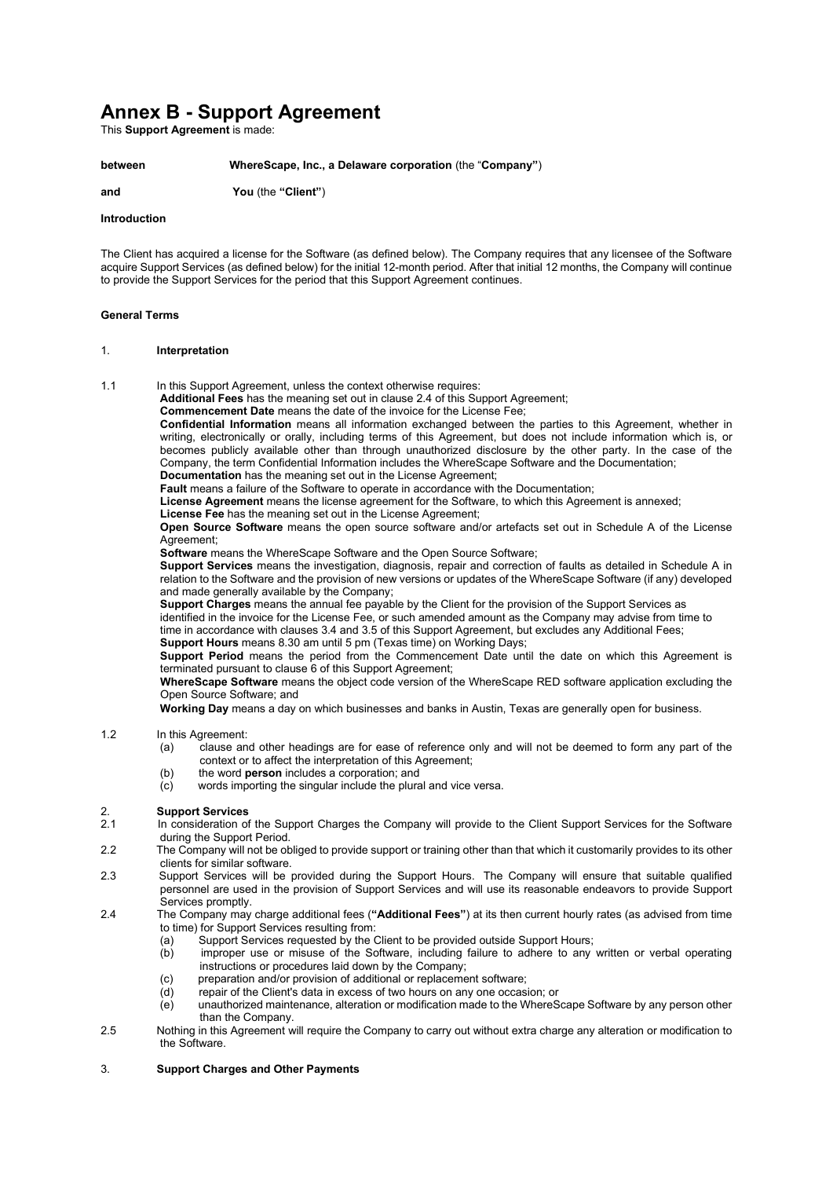# Annex B - Support Agreement

This **Support Agreement** is made:

**between** **WhereScape, Inc., a Delaware corporation** (the "**Company"**)

**and** **You** (the **"Client"**)

**Introduction**

The Client has acquired a license for the Software (as defined below). The Company requires that any licensee of the Software acquire Support Services (as defined below) for the initial 12-month period. After that initial 12 months, the Company will continue to provide the Support Services for the period that this Support Agreement continues.

**General Terms**

1. **Interpretation**

1.1 In this Support Agreement, unless the context otherwise requires:

**Additional Fees** has the meaning set out in clause 2.4 of this Support Agreement;

**Commencement Date** means the date of the invoice for the License Fee;

**Confidential Information** means all information exchanged between the parties to this Agreement, whether in writing, electronically or orally, including terms of this Agreement, but does not include information which is, or becomes publicly available other than through unauthorized disclosure by the other party. In the case of the Company, the term Confidential Information includes the WhereScape Software and the Documentation;

**Documentation** has the meaning set out in the License Agreement;

**Fault** means a failure of the Software to operate in accordance with the Documentation;

**License Agreement** means the license agreement for the Software, to which this Agreement is annexed;

**License Fee** has the meaning set out in the License Agreement;

**Open Source Software** means the open source software and/or artefacts set out in Schedule A of the License Agreement;

**Software** means the WhereScape Software and the Open Source Software;

**Support Services** means the investigation, diagnosis, repair and correction of faults as detailed in Schedule A in relation to the Software and the provision of new versions or updates of the WhereScape Software (if any) developed and made generally available by the Company;

**Support Charges** means the annual fee payable by the Client for the provision of the Support Services as identified in the invoice for the License Fee, or such amended amount as the Company may advise from time to time in accordance with clauses 3.4 and 3.5 of this Support Agreement, but excludes any Additional Fees;

**Support Hours** means 8.30 am until 5 pm (Texas time) on Working Days;

**Support Period** means the period from the Commencement Date until the date on which this Agreement is terminated pursuant to clause 6 of this Support Agreement;

**WhereScape Software** means the object code version of the WhereScape RED software application excluding the Open Source Software; and

**Working Day** means a day on which businesses and banks in Austin, Texas are generally open for business.

1.2 In this Agreement:

(a) clause and other headings are for ease of reference only and will not be deemed to form any part of the context or to affect the interpretation of this Agreement;

(b) the word **person** includes a corporation; and

(c) words importing the singular include the plural and vice versa.

2. **Support Services**

2.1 In consideration of the Support Charges the Company will provide to the Client Support Services for the Software during the Support Period.

2.2 The Company will not be obliged to provide support or training other than that which it customarily provides to its other clients for similar software.

2.3 Support Services will be provided during the Support Hours. The Company will ensure that suitable qualified personnel are used in the provision of Support Services and will use its reasonable endeavors to provide Support Services promptly.

2.4 The Company may charge additional fees (**"Additional Fees"**) at its then current hourly rates (as advised from time to time) for Support Services resulting from:

(a) Support Services requested by the Client to be provided outside Support Hours;

(b) improper use or misuse of the Software, including failure to adhere to any written or verbal operating instructions or procedures laid down by the Company;

(c) preparation and/or provision of additional or replacement software;

(d) repair of the Client's data in excess of two hours on any one occasion; or

(e) unauthorized maintenance, alteration or modification made to the WhereScape Software by any person other than the Company.

2.5 Nothing in this Agreement will require the Company to carry out without extra charge any alteration or modification to the Software.

3. **Support Charges and Other Payments**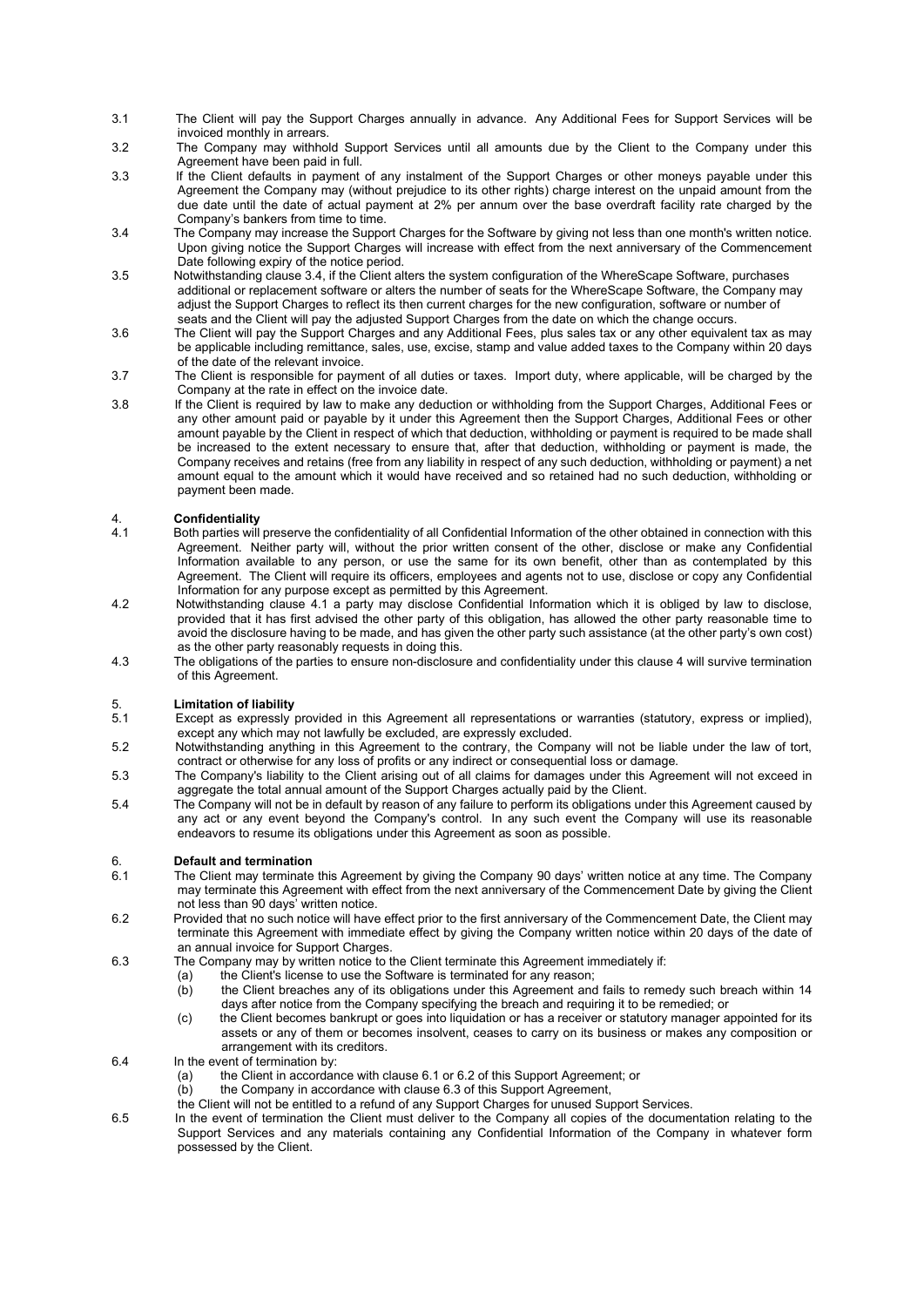3.1 The Client will pay the Support Charges annually in advance. Any Additional Fees for Support Services will be invoiced monthly in arrears.

3.2 The Company may withhold Support Services until all amounts due by the Client to the Company under this Agreement have been paid in full.

3.3 If the Client defaults in payment of any instalment of the Support Charges or other moneys payable under this Agreement the Company may (without prejudice to its other rights) charge interest on the unpaid amount from the due date until the date of actual payment at 2% per annum over the base overdraft facility rate charged by the Company's bankers from time to time.

3.4 The Company may increase the Support Charges for the Software by giving not less than one month's written notice. Upon giving notice the Support Charges will increase with effect from the next anniversary of the Commencement Date following expiry of the notice period.

3.5 Notwithstanding clause 3.4, if the Client alters the system configuration of the WhereScape Software, purchases additional or replacement software or alters the number of seats for the WhereScape Software, the Company may adjust the Support Charges to reflect its then current charges for the new configuration, software or number of seats and the Client will pay the adjusted Support Charges from the date on which the change occurs.

3.6 The Client will pay the Support Charges and any Additional Fees, plus sales tax or any other equivalent tax as may be applicable including remittance, sales, use, excise, stamp and value added taxes to the Company within 20 days of the date of the relevant invoice.

3.7 The Client is responsible for payment of all duties or taxes. Import duty, where applicable, will be charged by the Company at the rate in effect on the invoice date.

3.8 If the Client is required by law to make any deduction or withholding from the Support Charges, Additional Fees or any other amount paid or payable by it under this Agreement then the Support Charges, Additional Fees or other amount payable by the Client in respect of which that deduction, withholding or payment is required to be made shall be increased to the extent necessary to ensure that, after that deduction, withholding or payment is made, the Company receives and retains (free from any liability in respect of any such deduction, withholding or payment) a net amount equal to the amount which it would have received and so retained had no such deduction, withholding or payment been made.

## 4. Confidentiality

4.1 Both parties will preserve the confidentiality of all Confidential Information of the other obtained in connection with this Agreement. Neither party will, without the prior written consent of the other, disclose or make any Confidential Information available to any person, or use the same for its own benefit, other than as contemplated by this Agreement. The Client will require its officers, employees and agents not to use, disclose or copy any Confidential Information for any purpose except as permitted by this Agreement.

4.2 Notwithstanding clause 4.1 a party may disclose Confidential Information which it is obliged by law to disclose, provided that it has first advised the other party of this obligation, has allowed the other party reasonable time to avoid the disclosure having to be made, and has given the other party such assistance (at the other party's own cost) as the other party reasonably requests in doing this.

4.3 The obligations of the parties to ensure non-disclosure and confidentiality under this clause 4 will survive termination of this Agreement.

## 5. Limitation of liability

5.1 Except as expressly provided in this Agreement all representations or warranties (statutory, express or implied), except any which may not lawfully be excluded, are expressly excluded.

5.2 Notwithstanding anything in this Agreement to the contrary, the Company will not be liable under the law of tort, contract or otherwise for any loss of profits or any indirect or consequential loss or damage.

5.3 The Company's liability to the Client arising out of all claims for damages under this Agreement will not exceed in aggregate the total annual amount of the Support Charges actually paid by the Client.

5.4 The Company will not be in default by reason of any failure to perform its obligations under this Agreement caused by any act or any event beyond the Company's control. In any such event the Company will use its reasonable endeavors to resume its obligations under this Agreement as soon as possible.

## 6. Default and termination

6.1 The Client may terminate this Agreement by giving the Company 90 days' written notice at any time. The Company may terminate this Agreement with effect from the next anniversary of the Commencement Date by giving the Client not less than 90 days' written notice.

6.2 Provided that no such notice will have effect prior to the first anniversary of the Commencement Date, the Client may terminate this Agreement with immediate effect by giving the Company written notice within 20 days of the date of an annual invoice for Support Charges.

6.3 The Company may by written notice to the Client terminate this Agreement immediately if:

(a) the Client's license to use the Software is terminated for any reason;

(b) the Client breaches any of its obligations under this Agreement and fails to remedy such breach within 14 days after notice from the Company specifying the breach and requiring it to be remedied; or

(c) the Client becomes bankrupt or goes into liquidation or has a receiver or statutory manager appointed for its assets or any of them or becomes insolvent, ceases to carry on its business or makes any composition or arrangement with its creditors.

6.4 In the event of termination by:

(a) the Client in accordance with clause 6.1 or 6.2 of this Support Agreement; or

(b) the Company in accordance with clause 6.3 of this Support Agreement,

the Client will not be entitled to a refund of any Support Charges for unused Support Services.

6.5 In the event of termination the Client must deliver to the Company all copies of the documentation relating to the Support Services and any materials containing any Confidential Information of the Company in whatever form possessed by the Client.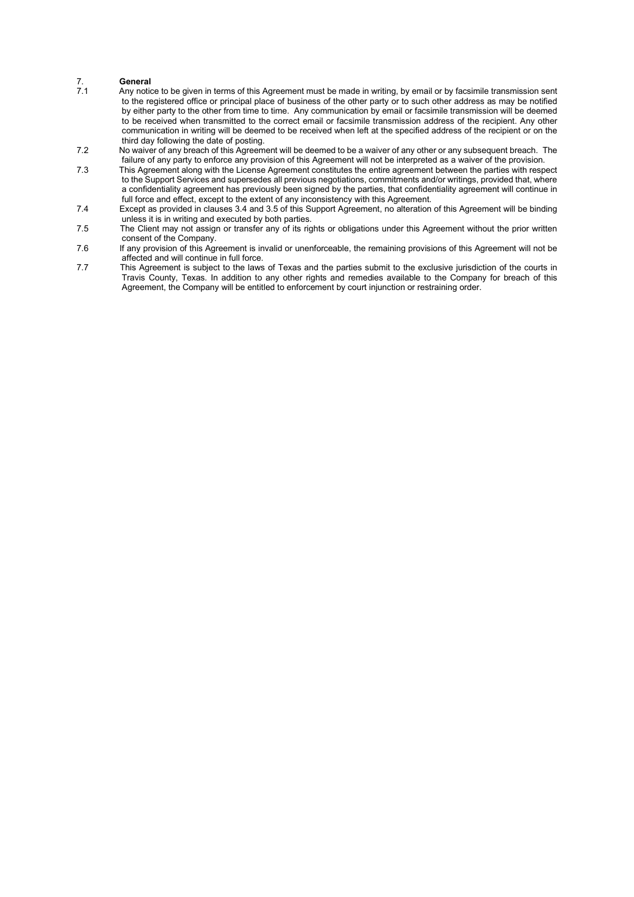## 7. **General**

7.1 Any notice to be given in terms of this Agreement must be made in writing, by email or by facsimile transmission sent to the registered office or principal place of business of the other party or to such other address as may be notified by either party to the other from time to time. Any communication by email or facsimile transmission will be deemed to be received when transmitted to the correct email or facsimile transmission address of the recipient. Any other communication in writing will be deemed to be received when left at the specified address of the recipient or on the third day following the date of posting.

7.2 No waiver of any breach of this Agreement will be deemed to be a waiver of any other or any subsequent breach. The failure of any party to enforce any provision of this Agreement will not be interpreted as a waiver of the provision.

7.3 This Agreement along with the License Agreement constitutes the entire agreement between the parties with respect to the Support Services and supersedes all previous negotiations, commitments and/or writings, provided that, where a confidentiality agreement has previously been signed by the parties, that confidentiality agreement will continue in full force and effect, except to the extent of any inconsistency with this Agreement.

7.4 Except as provided in clauses 3.4 and 3.5 of this Support Agreement, no alteration of this Agreement will be binding unless it is in writing and executed by both parties.

7.5 The Client may not assign or transfer any of its rights or obligations under this Agreement without the prior written consent of the Company.

7.6 If any provision of this Agreement is invalid or unenforceable, the remaining provisions of this Agreement will not be affected and will continue in full force.

7.7 This Agreement is subject to the laws of Texas and the parties submit to the exclusive jurisdiction of the courts in Travis County, Texas. In addition to any other rights and remedies available to the Company for breach of this Agreement, the Company will be entitled to enforcement by court injunction or restraining order.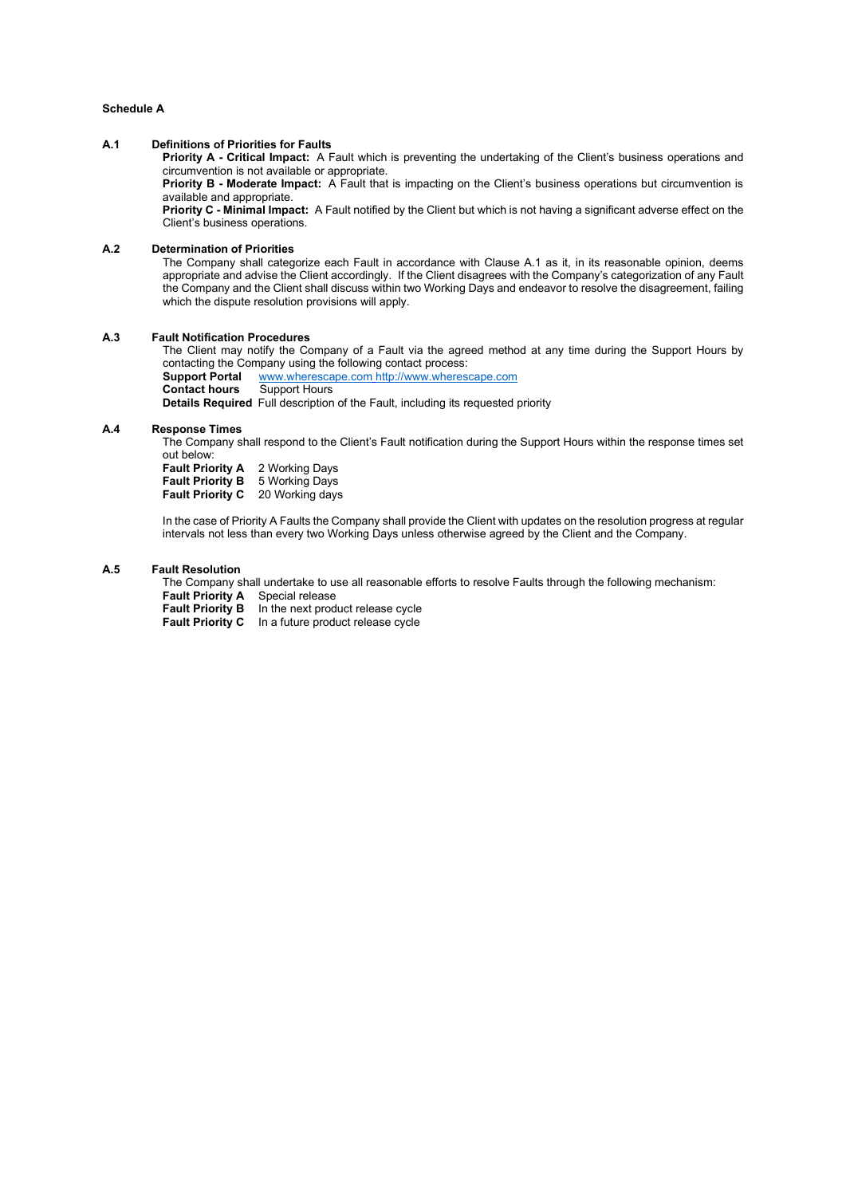**Schedule A**

**A.1 Definitions of Priorities for Faults**

**Priority A - Critical Impact:** A Fault which is preventing the undertaking of the Client's business operations and circumvention is not available or appropriate.

**Priority B - Moderate Impact:** A Fault that is impacting on the Client's business operations but circumvention is available and appropriate.

**Priority C - Minimal Impact:** A Fault notified by the Client but which is not having a significant adverse effect on the Client's business operations.

**A.2 Determination of Priorities**

The Company shall categorize each Fault in accordance with Clause A.1 as it, in its reasonable opinion, deems appropriate and advise the Client accordingly. If the Client disagrees with the Company's categorization of any Fault the Company and the Client shall discuss within two Working Days and endeavor to resolve the disagreement, failing which the dispute resolution provisions will apply.

**A.3 Fault Notification Procedures**

The Client may notify the Company of a Fault via the agreed method at any time during the Support Hours by contacting the Company using the following contact process:

**Support Portal** www.wherescape.com http://www.wherescape.com

**Contact hours** Support Hours

**Details Required** Full description of the Fault, including its requested priority

**A.4 Response Times**

The Company shall respond to the Client's Fault notification during the Support Hours within the response times set out below:

**Fault Priority A** 2 Working Days

**Fault Priority B** 5 Working Days

**Fault Priority C** 20 Working days

In the case of Priority A Faults the Company shall provide the Client with updates on the resolution progress at regular intervals not less than every two Working Days unless otherwise agreed by the Client and the Company.

**A.5 Fault Resolution**

The Company shall undertake to use all reasonable efforts to resolve Faults through the following mechanism:

**Fault Priority A** Special release

**Fault Priority B** In the next product release cycle

**Fault Priority C** In a future product release cycle